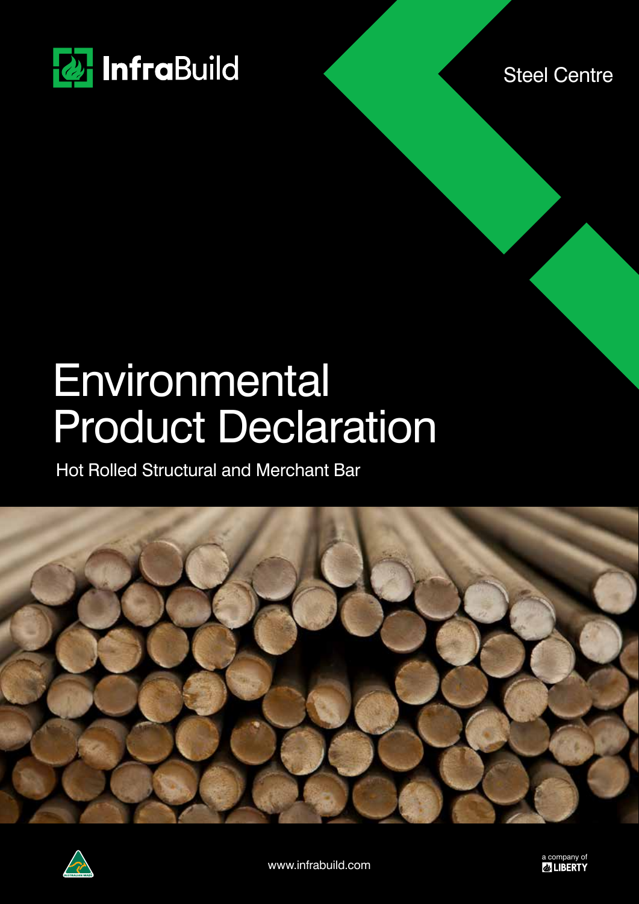InfraBuild

Steel Centre

# Environmental Product Declaration

Hot Rolled Structural and Merchant Bar

www.infrabuild.com

a company of LIBERTY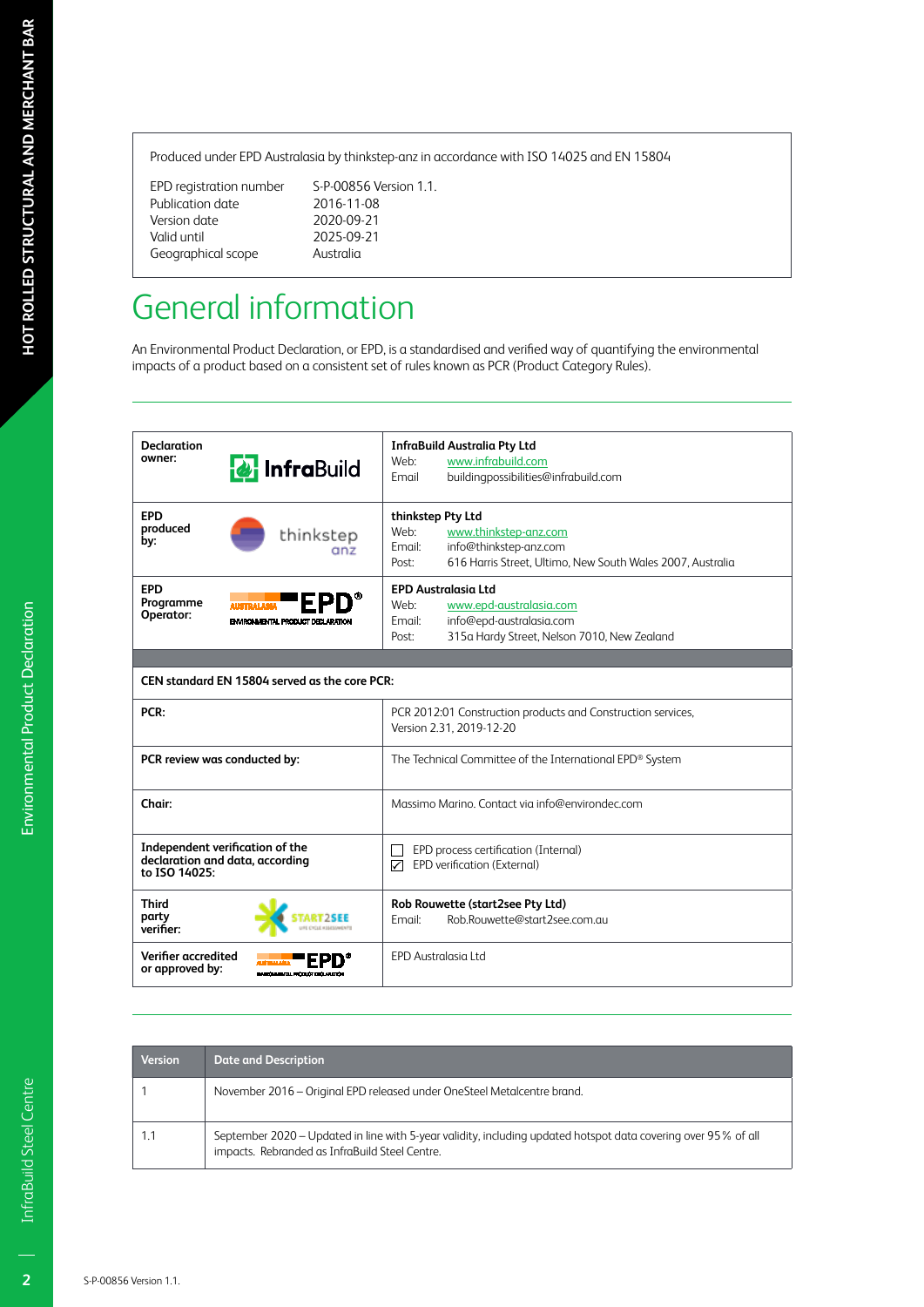Produced under EPD Australasia by thinkstep-anz in accordance with ISO 14025 and EN 15804

| | |
|---|---|
| EPD registration number | S-P-00856 Version 1.1. |
| Publication date | 2016-11-08 |
| Version date | 2020-09-21 |
| Valid until | 2025-09-21 |
| Geographical scope | Australia |

# General information

An Environmental Product Declaration, or EPD, is a standardised and verified way of quantifying the environmental impacts of a product based on a consistent set of rules known as PCR (Product Category Rules).

| | |
|---|---|
| **Declaration owner:** | **InfraBuild Australia Pty Ltd**<br>Web: www.infrabuild.com<br>Email: buildingpossibilities@infrabuild.com |
| **EPD produced by:** | **thinkstep Pty Ltd**<br>Web: www.thinkstep-anz.com<br>Email: info@thinkstep-anz.com<br>Post: 616 Harris Street, Ultimo, New South Wales 2007, Australia |
| **EPD Programme Operator:** | **EPD Australasia Ltd**<br>Web: www.epd-australasia.com<br>Email: info@epd-australasia.com<br>Post: 315a Hardy Street, Nelson 7010, New Zealand |
| **CEN standard EN 15804 served as the core PCR:** | |
| **PCR:** | PCR 2012:01 Construction products and Construction services, Version 2.31, 2019-12-20 |
| **PCR review was conducted by:** | The Technical Committee of the International EPD® System |
| **Chair:** | Massimo Marino. Contact via info@environdec.com |
| **Independent verification of the declaration and data, according to ISO 14025:** | ☐ EPD process certification (Internal)<br>☑ EPD verification (External) |
| **Third party verifier:** | **Rob Rouwette (start2see Pty Ltd)**<br>Email: Rob.Rouwette@start2see.com.au |
| **Verifier accredited or approved by:** | EPD Australasia Ltd |

| Version | Date and Description |
|---|---|
| 1 | November 2016 – Original EPD released under OneSteel Metalcentre brand. |
| 1.1 | September 2020 – Updated in line with 5-year validity, including updated hotspot data covering over 95% of all impacts. Rebranded as InfraBuild Steel Centre. |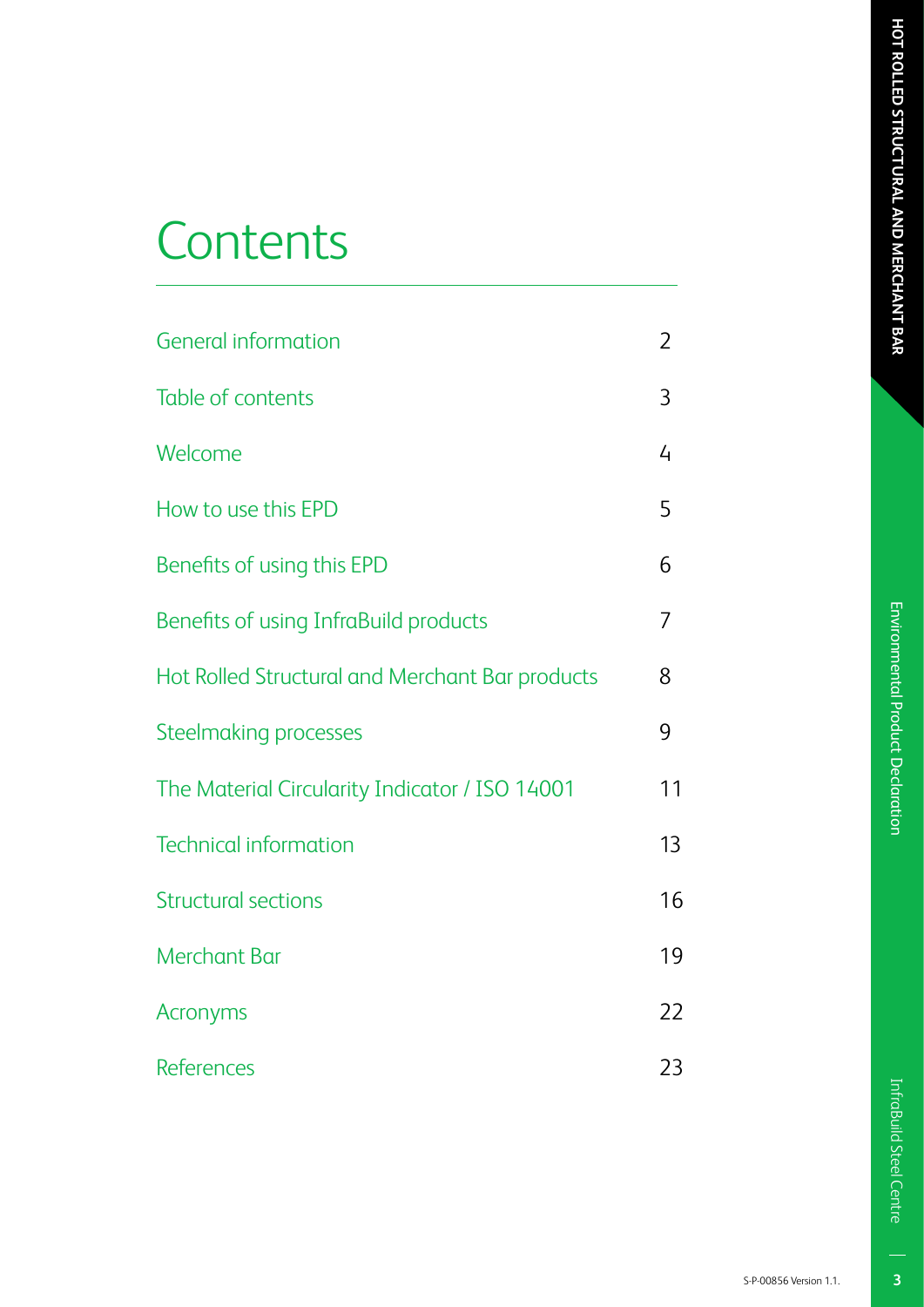# Contents

| | |
|---|---|
| General information | 2 |
| Table of contents | 3 |
| Welcome | 4 |
| How to use this EPD | 5 |
| Benefits of using this EPD | 6 |
| Benefits of using InfraBuild products | 7 |
| Hot Rolled Structural and Merchant Bar products | 8 |
| Steelmaking processes | 9 |
| The Material Circularity Indicator / ISO 14001 | 11 |
| Technical information | 13 |
| Structural sections | 16 |
| Merchant Bar | 19 |
| Acronyms | 22 |
| References | 23 |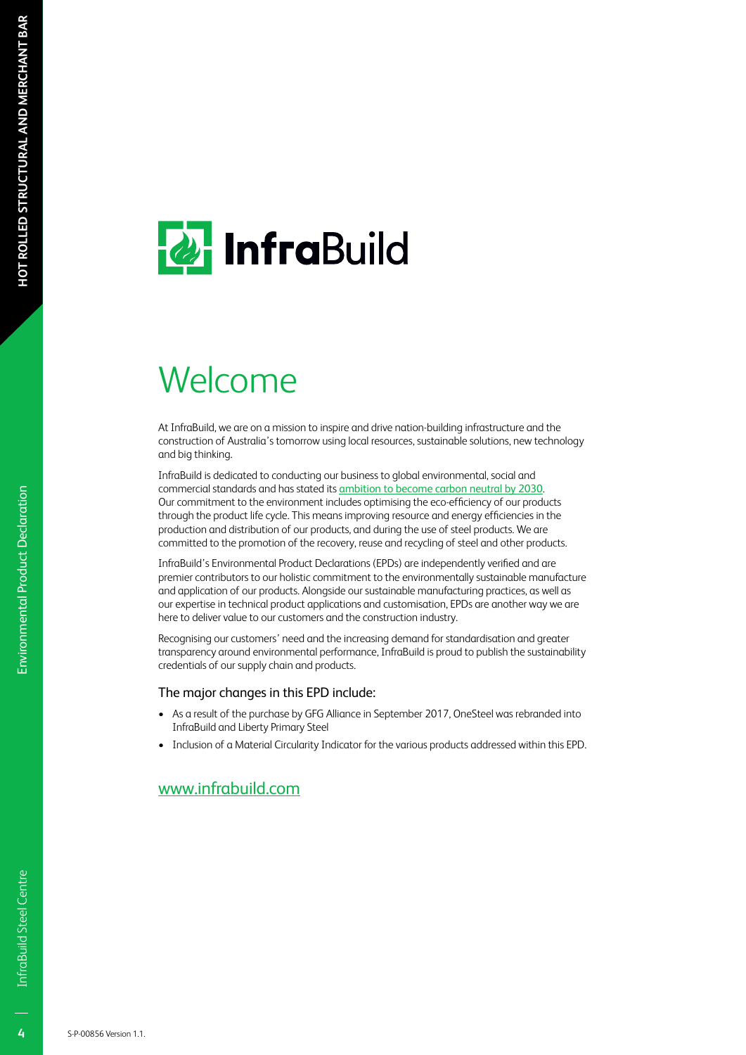# Welcome

At InfraBuild, we are on a mission to inspire and drive nation-building infrastructure and the construction of Australia's tomorrow using local resources, sustainable solutions, new technology and big thinking.

InfraBuild is dedicated to conducting our business to global environmental, social and commercial standards and has stated its ambition to become carbon neutral by 2030. Our commitment to the environment includes optimising the eco-efficiency of our products through the product life cycle. This means improving resource and energy efficiencies in the production and distribution of our products, and during the use of steel products. We are committed to the promotion of the recovery, reuse and recycling of steel and other products.

InfraBuild's Environmental Product Declarations (EPDs) are independently verified and are premier contributors to our holistic commitment to the environmentally sustainable manufacture and application of our products. Alongside our sustainable manufacturing practices, as well as our expertise in technical product applications and customisation, EPDs are another way we are here to deliver value to our customers and the construction industry.

Recognising our customers' need and the increasing demand for standardisation and greater transparency around environmental performance, InfraBuild is proud to publish the sustainability credentials of our supply chain and products.

### The major changes in this EPD include:

- As a result of the purchase by GFG Alliance in September 2017, OneSteel was rebranded into InfraBuild and Liberty Primary Steel
- Inclusion of a Material Circularity Indicator for the various products addressed within this EPD.

www.infrabuild.com

S-P-00856 Version 1.1.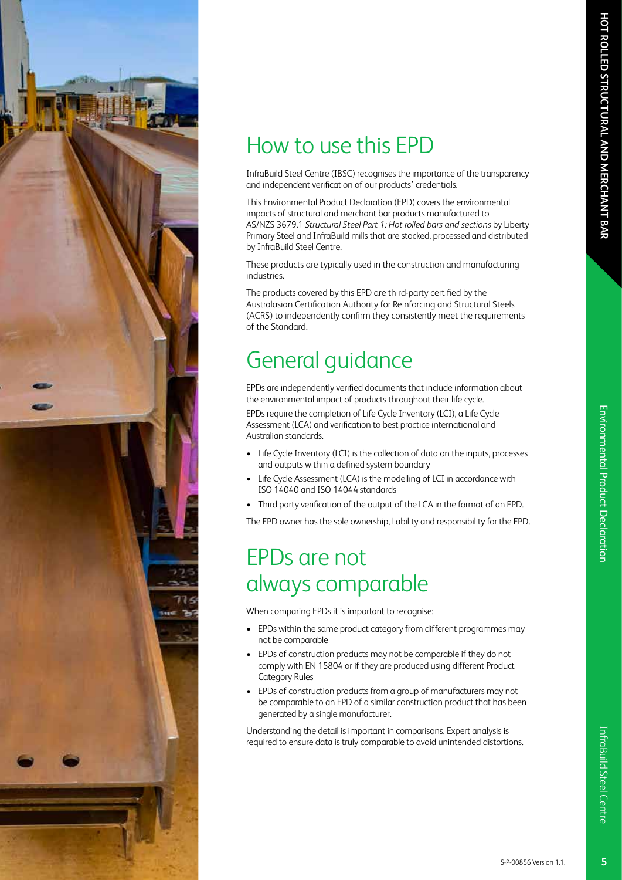# How to use this EPD

InfraBuild Steel Centre (IBSC) recognises the importance of the transparency and independent verification of our products' credentials.

This Environmental Product Declaration (EPD) covers the environmental impacts of structural and merchant bar products manufactured to AS/NZS 3679.1 *Structural Steel Part 1: Hot rolled bars and sections* by Liberty Primary Steel and InfraBuild mills that are stocked, processed and distributed by InfraBuild Steel Centre.

These products are typically used in the construction and manufacturing industries.

The products covered by this EPD are third-party certified by the Australasian Certification Authority for Reinforcing and Structural Steels (ACRS) to independently confirm they consistently meet the requirements of the Standard.

# General guidance

EPDs are independently verified documents that include information about the environmental impact of products throughout their life cycle.

EPDs require the completion of Life Cycle Inventory (LCI), a Life Cycle Assessment (LCA) and verification to best practice international and Australian standards.

- Life Cycle Inventory (LCI) is the collection of data on the inputs, processes and outputs within a defined system boundary
- Life Cycle Assessment (LCA) is the modelling of LCI in accordance with ISO 14040 and ISO 14044 standards
- Third party verification of the output of the LCA in the format of an EPD.

The EPD owner has the sole ownership, liability and responsibility for the EPD.

# EPDs are not always comparable

When comparing EPDs it is important to recognise:

- EPDs within the same product category from different programmes may not be comparable
- EPDs of construction products may not be comparable if they do not comply with EN 15804 or if they are produced using different Product Category Rules
- EPDs of construction products from a group of manufacturers may not be comparable to an EPD of a similar construction product that has been generated by a single manufacturer.

Understanding the detail is important in comparisons. Expert analysis is required to ensure data is truly comparable to avoid unintended distortions.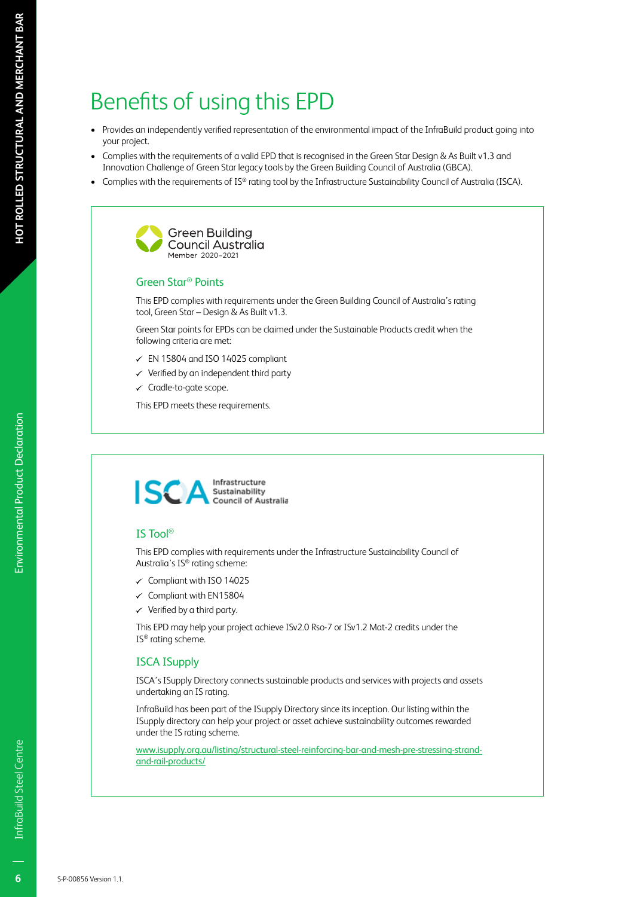# Benefits of using this EPD

- Provides an independently verified representation of the environmental impact of the InfraBuild product going into your project.
- Complies with the requirements of a valid EPD that is recognised in the Green Star Design & As Built v1.3 and Innovation Challenge of Green Star legacy tools by the Green Building Council of Australia (GBCA).
- Complies with the requirements of IS® rating tool by the Infrastructure Sustainability Council of Australia (ISCA).

Green Building Council Australia
Member 2020–2021

## Green Star® Points

This EPD complies with requirements under the Green Building Council of Australia's rating tool, Green Star – Design & As Built v1.3.

Green Star points for EPDs can be claimed under the Sustainable Products credit when the following criteria are met:

- ✓ EN 15804 and ISO 14025 compliant
- ✓ Verified by an independent third party
- ✓ Cradle-to-gate scope.

This EPD meets these requirements.

ISCA Infrastructure Sustainability Council of Australia

## IS Tool®

This EPD complies with requirements under the Infrastructure Sustainability Council of Australia's IS® rating scheme:

- ✓ Compliant with ISO 14025
- ✓ Compliant with EN15804
- ✓ Verified by a third party.

This EPD may help your project achieve ISv2.0 Rso-7 or ISv1.2 Mat-2 credits under the IS® rating scheme.

## ISCA ISupply

ISCA's ISupply Directory connects sustainable products and services with projects and assets undertaking an IS rating.

InfraBuild has been part of the ISupply Directory since its inception. Our listing within the ISupply directory can help your project or asset achieve sustainability outcomes rewarded under the IS rating scheme.

www.isupply.org.au/listing/structural-steel-reinforcing-bar-and-mesh-pre-stressing-strand-and-rail-products/

S-P-00856 Version 1.1.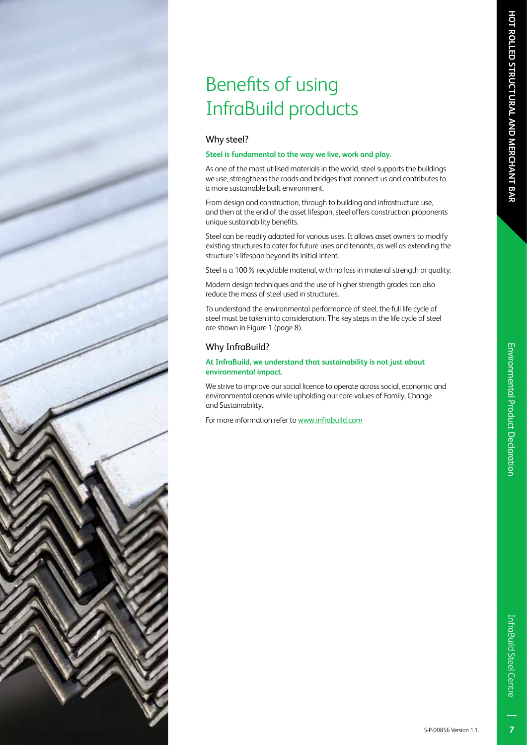# Benefits of using InfraBuild products

## Why steel?

**Steel is fundamental to the way we live, work and play.**

As one of the most utilised materials in the world, steel supports the buildings we use, strengthens the roads and bridges that connect us and contributes to a more sustainable built environment.

From design and construction, through to building and infrastructure use, and then at the end of the asset lifespan, steel offers construction proponents unique sustainability benefits.

Steel can be readily adapted for various uses. It allows asset owners to modify existing structures to cater for future uses and tenants, as well as extending the structure's lifespan beyond its initial intent.

Steel is a 100 % recyclable material, with no loss in material strength or quality.

Modern design techniques and the use of higher strength grades can also reduce the mass of steel used in structures.

To understand the environmental performance of steel, the full life cycle of steel must be taken into consideration. The key steps in the life cycle of steel are shown in Figure 1 (page 8).

## Why InfraBuild?

**At InfraBuild, we understand that sustainability is not just about environmental impact.**

We strive to improve our social licence to operate across social, economic and environmental arenas while upholding our core values of Family, Change and Sustainability.

For more information refer to www.infrabuild.com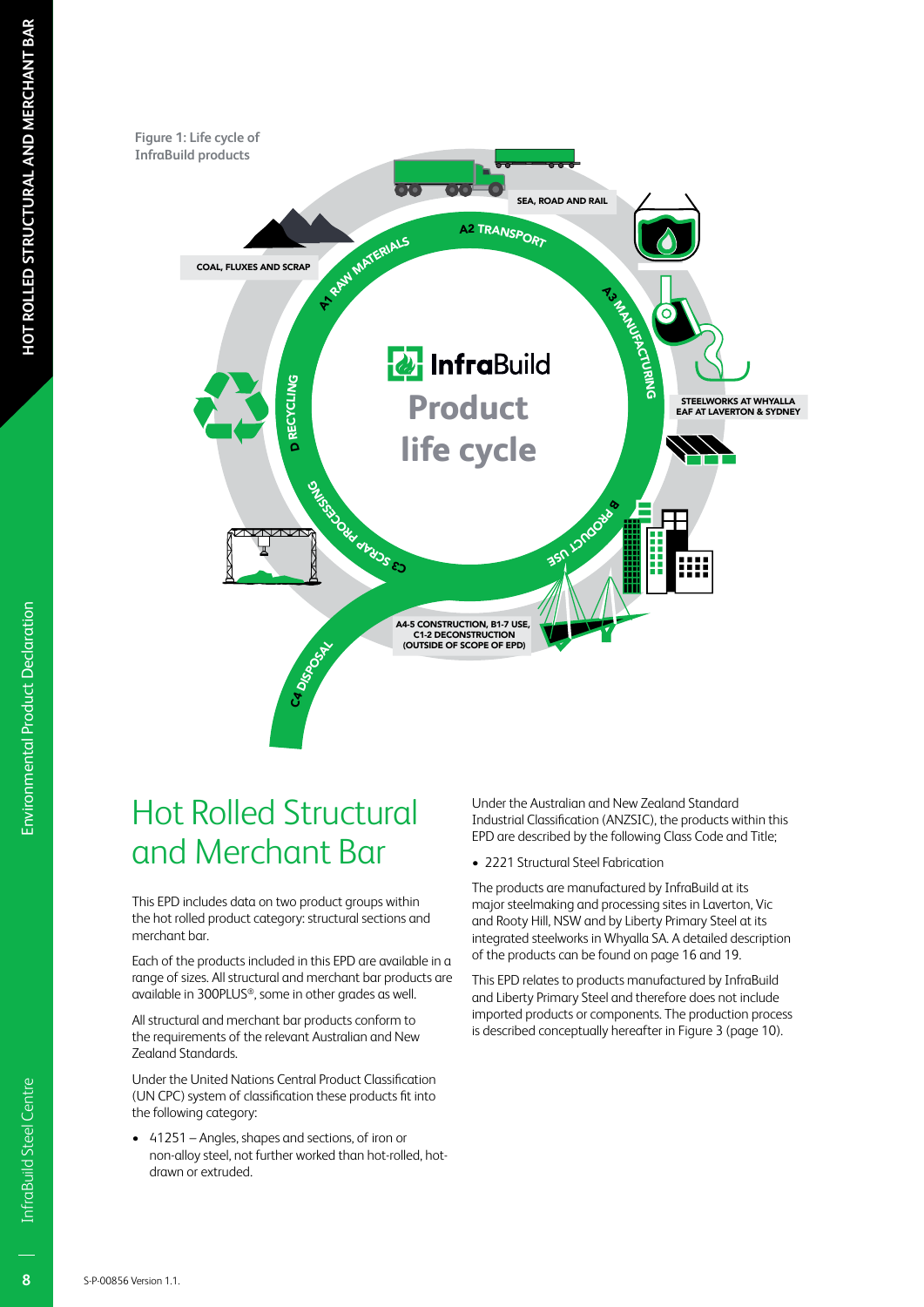Figure 1: Life cycle of InfraBuild products

A1 RAW MATERIALS — COAL, FLUXES AND SCRAP

A2 TRANSPORT — SEA, ROAD AND RAIL

A3 MANUFACTURING — STEELWORKS AT WHYALLA, EAF AT LAVERTON & SYDNEY

B PRODUCT USE

A4-5 CONSTRUCTION, B1-7 USE, C1-2 DECONSTRUCTION (OUTSIDE OF SCOPE OF EPD)

C3 SCRAP PROCESSING

C4 DISPOSAL

D RECYCLING

InfraBuild Product life cycle

# Hot Rolled Structural and Merchant Bar

This EPD includes data on two product groups within the hot rolled product category: structural sections and merchant bar.

Each of the products included in this EPD are available in a range of sizes. All structural and merchant bar products are available in 300PLUS®, some in other grades as well.

All structural and merchant bar products conform to the requirements of the relevant Australian and New Zealand Standards.

Under the United Nations Central Product Classification (UN CPC) system of classification these products fit into the following category:

- 41251 – Angles, shapes and sections, of iron or non-alloy steel, not further worked than hot-rolled, hot-drawn or extruded.

Under the Australian and New Zealand Standard Industrial Classification (ANZSIC), the products within this EPD are described by the following Class Code and Title;

- 2221 Structural Steel Fabrication

The products are manufactured by InfraBuild at its major steelmaking and processing sites in Laverton, Vic and Rooty Hill, NSW and by Liberty Primary Steel at its integrated steelworks in Whyalla SA. A detailed description of the products can be found on page 16 and 19.

This EPD relates to products manufactured by InfraBuild and Liberty Primary Steel and therefore does not include imported products or components. The production process is described conceptually hereafter in Figure 3 (page 10).

S-P-00856 Version 1.1.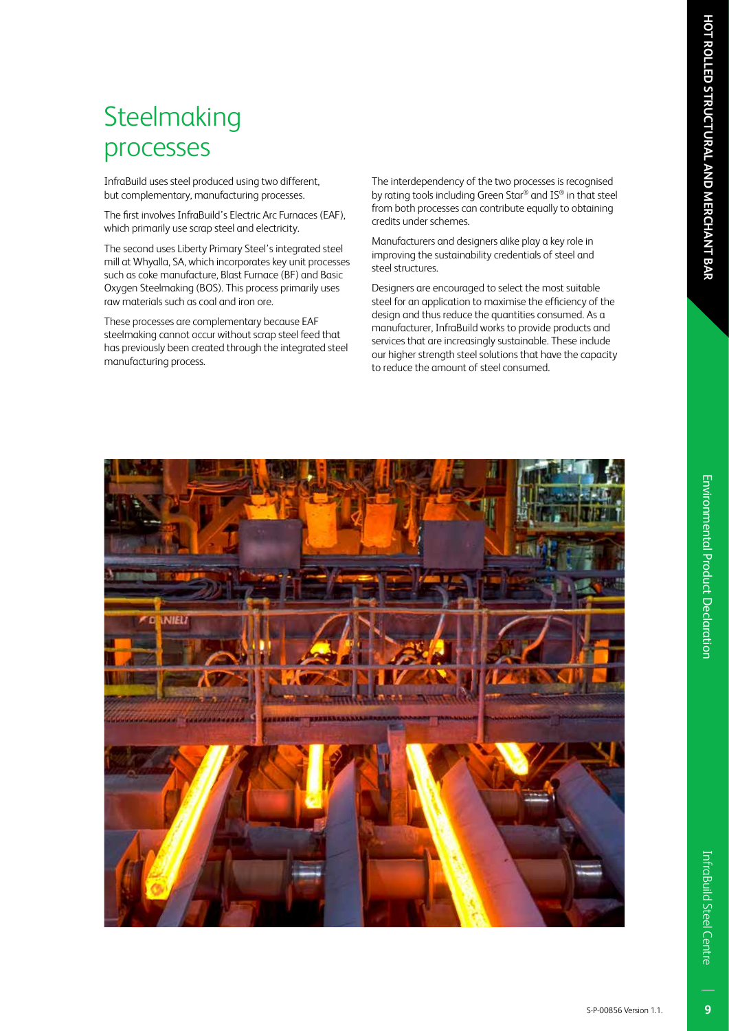# Steelmaking processes

InfraBuild uses steel produced using two different, but complementary, manufacturing processes.

The first involves InfraBuild's Electric Arc Furnaces (EAF), which primarily use scrap steel and electricity.

The second uses Liberty Primary Steel's integrated steel mill at Whyalla, SA, which incorporates key unit processes such as coke manufacture, Blast Furnace (BF) and Basic Oxygen Steelmaking (BOS). This process primarily uses raw materials such as coal and iron ore.

These processes are complementary because EAF steelmaking cannot occur without scrap steel feed that has previously been created through the integrated steel manufacturing process.

The interdependency of the two processes is recognised by rating tools including Green Star® and IS® in that steel from both processes can contribute equally to obtaining credits under schemes.

Manufacturers and designers alike play a key role in improving the sustainability credentials of steel and steel structures.

Designers are encouraged to select the most suitable steel for an application to maximise the efficiency of the design and thus reduce the quantities consumed. As a manufacturer, InfraBuild works to provide products and services that are increasingly sustainable. These include our higher strength steel solutions that have the capacity to reduce the amount of steel consumed.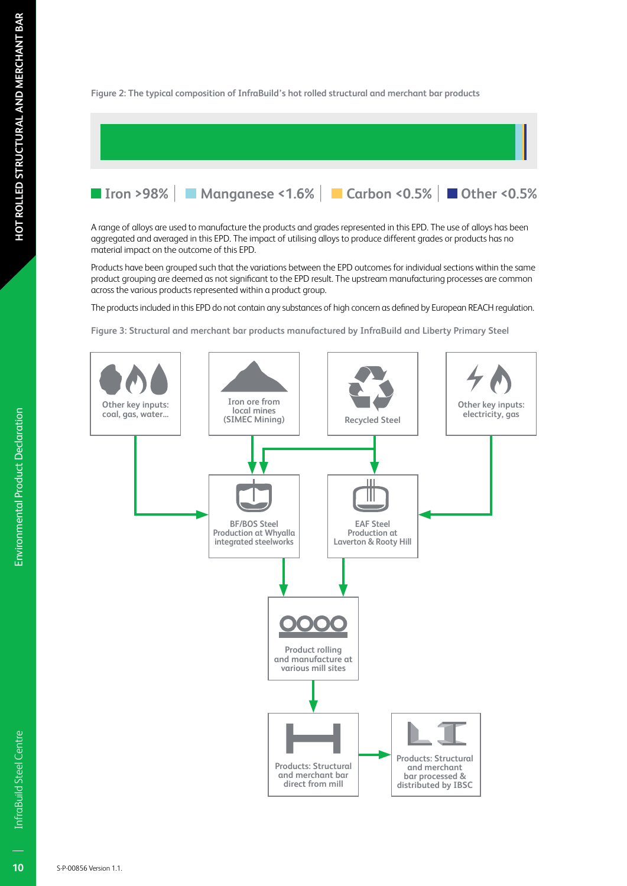Figure 2: The typical composition of InfraBuild's hot rolled structural and merchant bar products

Iron >98% | Manganese <1.6% | Carbon <0.5% | Other <0.5%

A range of alloys are used to manufacture the products and grades represented in this EPD. The use of alloys has been aggregated and averaged in this EPD. The impact of utilising alloys to produce different grades or products has no material impact on the outcome of this EPD.

Products have been grouped such that the variations between the EPD outcomes for individual sections within the same product grouping are deemed as not significant to the EPD result. The upstream manufacturing processes are common across the various products represented within a product group.

The products included in this EPD do not contain any substances of high concern as defined by European REACH regulation.

Figure 3: Structural and merchant bar products manufactured by InfraBuild and Liberty Primary Steel

Other key inputs: coal, gas, water...

Iron ore from local mines (SIMEC Mining)

Recycled Steel

Other key inputs: electricity, gas

BF/BOS Steel Production at Whyalla integrated steelworks

EAF Steel Production at Laverton & Rooty Hill

Product rolling and manufacture at various mill sites

Products: Structural and merchant bar direct from mill

Products: Structural and merchant bar processed & distributed by IBSC

S-P-00856 Version 1.1.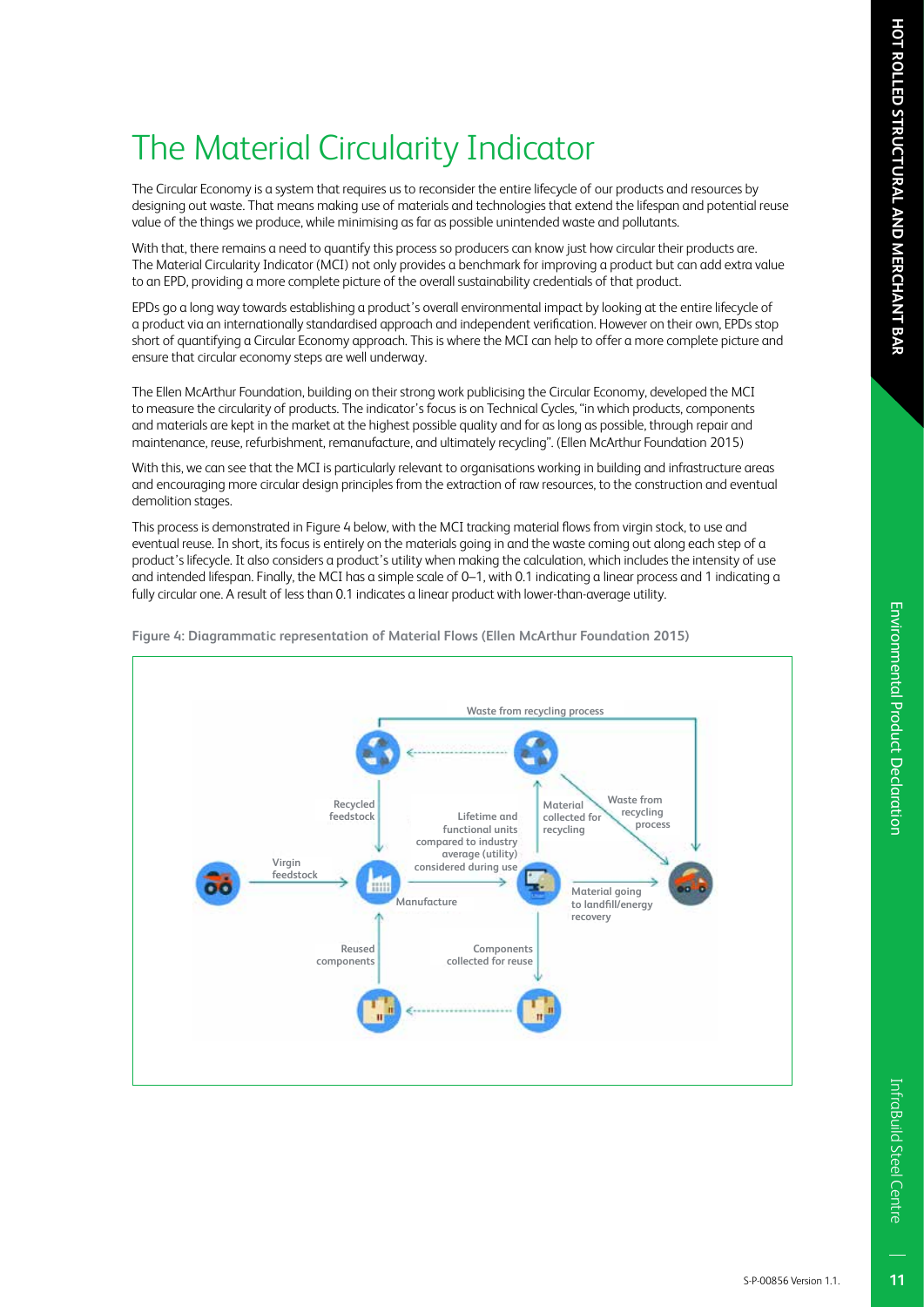# The Material Circularity Indicator

The Circular Economy is a system that requires us to reconsider the entire lifecycle of our products and resources by designing out waste. That means making use of materials and technologies that extend the lifespan and potential reuse value of the things we produce, while minimising as far as possible unintended waste and pollutants.

With that, there remains a need to quantify this process so producers can know just how circular their products are. The Material Circularity Indicator (MCI) not only provides a benchmark for improving a product but can add extra value to an EPD, providing a more complete picture of the overall sustainability credentials of that product.

EPDs go a long way towards establishing a product's overall environmental impact by looking at the entire lifecycle of a product via an internationally standardised approach and independent verification. However on their own, EPDs stop short of quantifying a Circular Economy approach. This is where the MCI can help to offer a more complete picture and ensure that circular economy steps are well underway.

The Ellen McArthur Foundation, building on their strong work publicising the Circular Economy, developed the MCI to measure the circularity of products. The indicator's focus is on Technical Cycles, "in which products, components and materials are kept in the market at the highest possible quality and for as long as possible, through repair and maintenance, reuse, refurbishment, remanufacture, and ultimately recycling". (Ellen McArthur Foundation 2015)

With this, we can see that the MCI is particularly relevant to organisations working in building and infrastructure areas and encouraging more circular design principles from the extraction of raw resources, to the construction and eventual demolition stages.

This process is demonstrated in Figure 4 below, with the MCI tracking material flows from virgin stock, to use and eventual reuse. In short, its focus is entirely on the materials going in and the waste coming out along each step of a product's lifecycle. It also considers a product's utility when making the calculation, which includes the intensity of use and intended lifespan. Finally, the MCI has a simple scale of 0–1, with 0.1 indicating a linear process and 1 indicating a fully circular one. A result of less than 0.1 indicates a linear product with lower-than-average utility.

**Figure 4: Diagrammatic representation of Material Flows (Ellen McArthur Foundation 2015)**

Waste from recycling process

Recycled feedstock

Lifetime and functional units compared to industry average (utility) considered during use

Material collected for recycling

Waste from recycling process

Virgin feedstock

Manufacture

Material going to landfill/energy recovery

Reused components

Components collected for reuse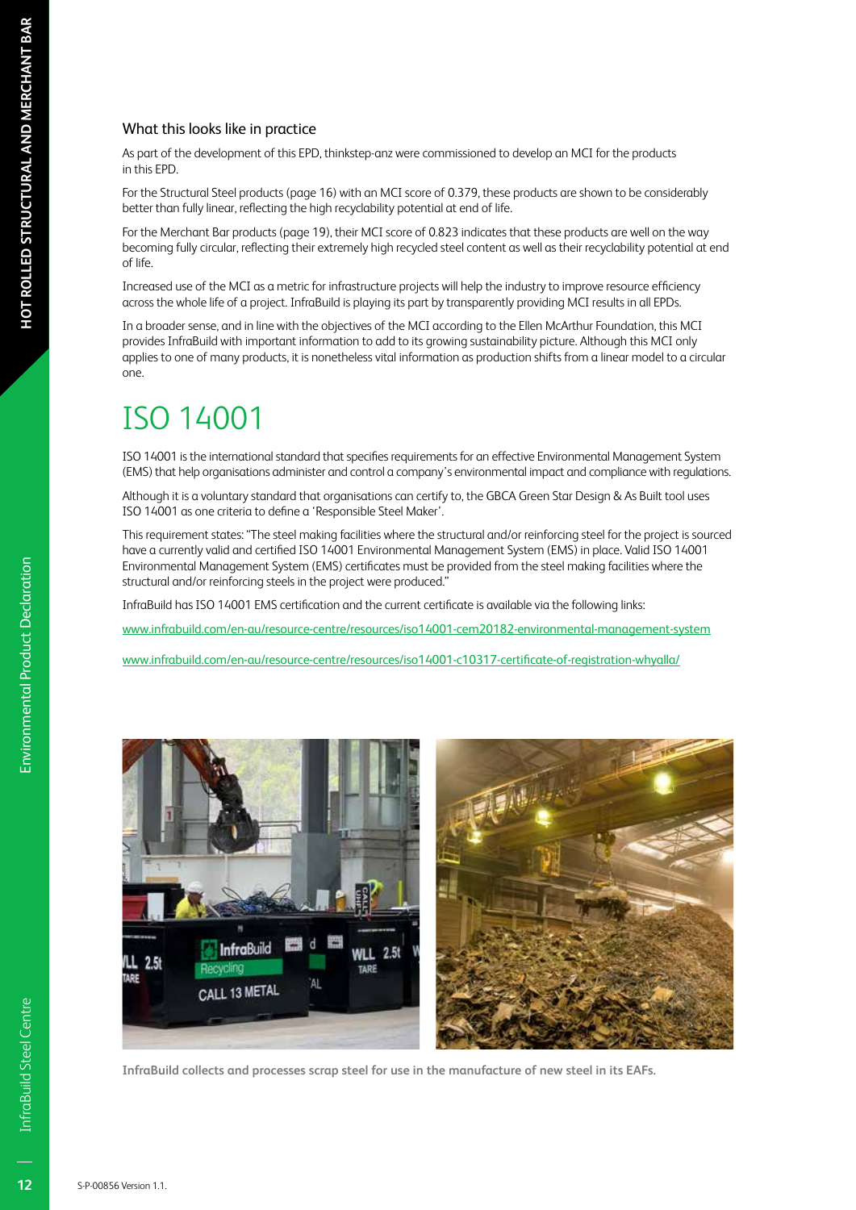### What this looks like in practice

As part of the development of this EPD, thinkstep-anz were commissioned to develop an MCI for the products in this EPD.

For the Structural Steel products (page 16) with an MCI score of 0.379, these products are shown to be considerably better than fully linear, reflecting the high recyclability potential at end of life.

For the Merchant Bar products (page 19), their MCI score of 0.823 indicates that these products are well on the way becoming fully circular, reflecting their extremely high recycled steel content as well as their recyclability potential at end of life.

Increased use of the MCI as a metric for infrastructure projects will help the industry to improve resource efficiency across the whole life of a project. InfraBuild is playing its part by transparently providing MCI results in all EPDs.

In a broader sense, and in line with the objectives of the MCI according to the Ellen McArthur Foundation, this MCI provides InfraBuild with important information to add to its growing sustainability picture. Although this MCI only applies to one of many products, it is nonetheless vital information as production shifts from a linear model to a circular one.

# ISO 14001

ISO 14001 is the international standard that specifies requirements for an effective Environmental Management System (EMS) that help organisations administer and control a company's environmental impact and compliance with regulations.

Although it is a voluntary standard that organisations can certify to, the GBCA Green Star Design & As Built tool uses ISO 14001 as one criteria to define a 'Responsible Steel Maker'.

This requirement states: "The steel making facilities where the structural and/or reinforcing steel for the project is sourced have a currently valid and certified ISO 14001 Environmental Management System (EMS) in place. Valid ISO 14001 Environmental Management System (EMS) certificates must be provided from the steel making facilities where the structural and/or reinforcing steels in the project were produced."

InfraBuild has ISO 14001 EMS certification and the current certificate is available via the following links:

www.infrabuild.com/en-au/resource-centre/resources/iso14001-cem20182-environmental-management-system

www.infrabuild.com/en-au/resource-centre/resources/iso14001-c10317-certificate-of-registration-whyalla/

InfraBuild collects and processes scrap steel for use in the manufacture of new steel in its EAFs.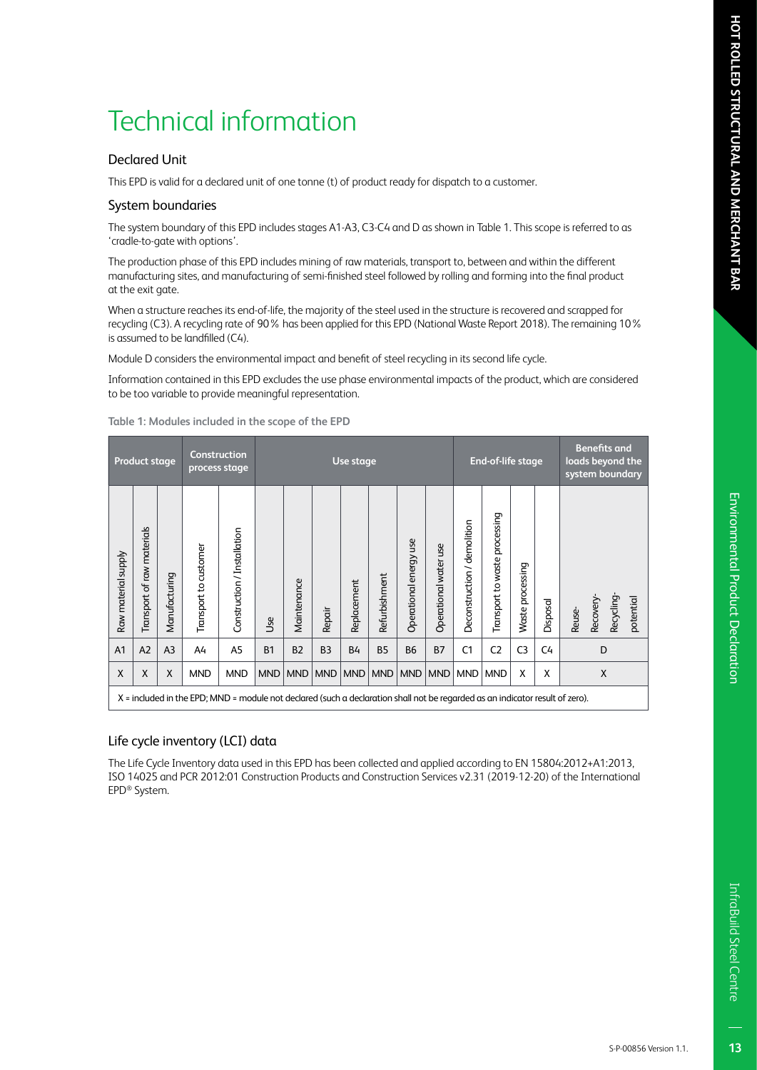# Technical information

## Declared Unit

This EPD is valid for a declared unit of one tonne (t) of product ready for dispatch to a customer.

## System boundaries

The system boundary of this EPD includes stages A1-A3, C3-C4 and D as shown in Table 1. This scope is referred to as 'cradle-to-gate with options'.

The production phase of this EPD includes mining of raw materials, transport to, between and within the different manufacturing sites, and manufacturing of semi-finished steel followed by rolling and forming into the final product at the exit gate.

When a structure reaches its end-of-life, the majority of the steel used in the structure is recovered and scrapped for recycling (C3). A recycling rate of 90% has been applied for this EPD (National Waste Report 2018). The remaining 10% is assumed to be landfilled (C4).

Module D considers the environmental impact and benefit of steel recycling in its second life cycle.

Information contained in this EPD excludes the use phase environmental impacts of the product, which are considered to be too variable to provide meaningful representation.

**Table 1: Modules included in the scope of the EPD**

| Product stage | | | Construction process stage | | Use stage | | | | | | | End-of-life stage | | | | Benefits and loads beyond the system boundary |
|---|---|---|---|---|---|---|---|---|---|---|---|---|---|---|---|---|
| Raw material supply | Transport of raw materials | Manufacturing | Transport to customer | Construction / Installation | Use | Maintenance | Repair | Replacement | Refurbishment | Operational energy use | Operational water use | Deconstruction / demolition | Transport to waste processing | Waste processing | Disposal | Reuse- Recovery- Recycling- potential |
| A1 | A2 | A3 | A4 | A5 | B1 | B2 | B3 | B4 | B5 | B6 | B7 | C1 | C2 | C3 | C4 | D |
| X | X | X | MND | MND | MND | MND | MND | MND | MND | MND | MND | MND | MND | X | X | X |

X = included in the EPD; MND = module not declared (such a declaration shall not be regarded as an indicator result of zero).

## Life cycle inventory (LCI) data

The Life Cycle Inventory data used in this EPD has been collected and applied according to EN 15804:2012+A1:2013, ISO 14025 and PCR 2012:01 Construction Products and Construction Services v2.31 (2019-12-20) of the International EPD® System.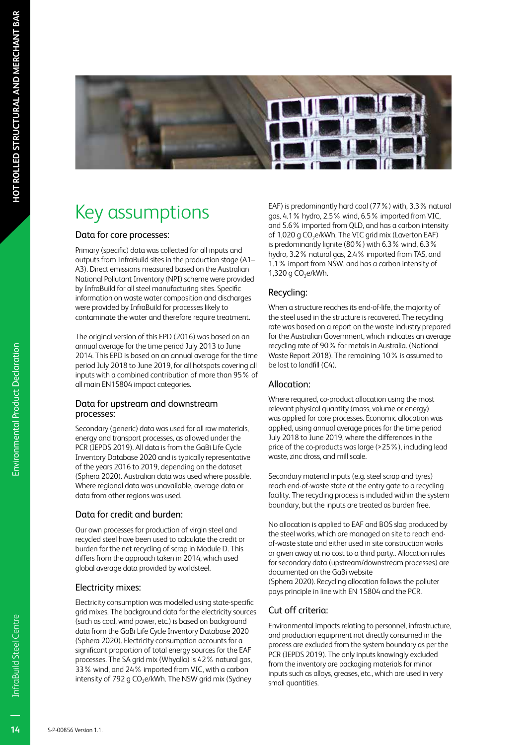# Key assumptions

### Data for core processes:

Primary (specific) data was collected for all inputs and outputs from InfraBuild sites in the production stage (A1–A3). Direct emissions measured based on the Australian National Pollutant Inventory (NPI) scheme were provided by InfraBuild for all steel manufacturing sites. Specific information on waste water composition and discharges were provided by InfraBuild for processes likely to contaminate the water and therefore require treatment.

The original version of this EPD (2016) was based on an annual average for the time period July 2013 to June 2014. This EPD is based on an annual average for the time period July 2018 to June 2019, for all hotspots covering all inputs with a combined contribution of more than 95% of all main EN15804 impact categories.

### Data for upstream and downstream processes:

Secondary (generic) data was used for all raw materials, energy and transport processes, as allowed under the PCR (IEPDS 2019). All data is from the GaBi Life Cycle Inventory Database 2020 and is typically representative of the years 2016 to 2019, depending on the dataset (Sphera 2020). Australian data was used where possible. Where regional data was unavailable, average data or data from other regions was used.

### Data for credit and burden:

Our own processes for production of virgin steel and recycled steel have been used to calculate the credit or burden for the net recycling of scrap in Module D. This differs from the approach taken in 2014, which used global average data provided by worldsteel.

### Electricity mixes:

Electricity consumption was modelled using state-specific grid mixes. The background data for the electricity sources (such as coal, wind power, etc.) is based on background data from the GaBi Life Cycle Inventory Database 2020 (Sphera 2020). Electricity consumption accounts for a significant proportion of total energy sources for the EAF processes. The SA grid mix (Whyalla) is 42% natural gas, 33% wind, and 24% imported from VIC, with a carbon intensity of 792 g $CO_2$e/kWh. The NSW grid mix (Sydney EAF) is predominantly hard coal (77%) with, 3.3% natural gas, 4.1% hydro, 2.5% wind, 6.5% imported from VIC, and 5.6% imported from QLD, and has a carbon intensity of 1,020 g $CO_2$e/kWh. The VIC grid mix (Laverton EAF) is predominantly lignite (80%) with 6.3% wind, 6.3% hydro, 3.2% natural gas, 2.4% imported from TAS, and 1.1% import from NSW, and has a carbon intensity of 1,320 g $CO_2$e/kWh.

### Recycling:

When a structure reaches its end-of-life, the majority of the steel used in the structure is recovered. The recycling rate was based on a report on the waste industry prepared for the Australian Government, which indicates an average recycling rate of 90% for metals in Australia. (National Waste Report 2018). The remaining 10% is assumed to be lost to landfill (C4).

### Allocation:

Where required, co-product allocation using the most relevant physical quantity (mass, volume or energy) was applied for core processes. Economic allocation was applied, using annual average prices for the time period July 2018 to June 2019, where the differences in the price of the co-products was large (>25%), including lead waste, zinc dross, and mill scale.

Secondary material inputs (e.g. steel scrap and tyres) reach end-of-waste state at the entry gate to a recycling facility. The recycling process is included within the system boundary, but the inputs are treated as burden free.

No allocation is applied to EAF and BOS slag produced by the steel works, which are managed on site to reach end-of-waste state and either used in site construction works or given away at no cost to a third party.. Allocation rules for secondary data (upstream/downstream processes) are documented on the GaBi website (Sphera 2020). Recycling allocation follows the polluter pays principle in line with EN 15804 and the PCR.

### Cut off criteria:

Environmental impacts relating to personnel, infrastructure, and production equipment not directly consumed in the process are excluded from the system boundary as per the PCR (IEPDS 2019). The only inputs knowingly excluded from the inventory are packaging materials for minor inputs such as alloys, greases, etc., which are used in very small quantities.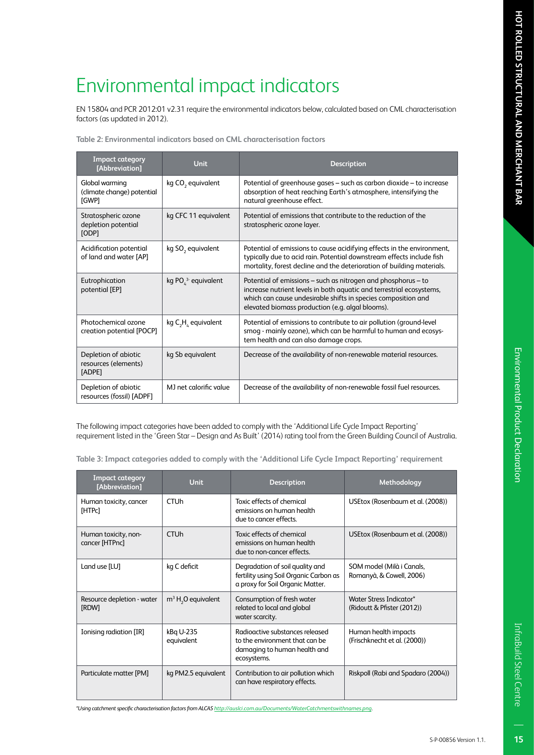# Environmental impact indicators

EN 15804 and PCR 2012:01 v2.31 require the environmental indicators below, calculated based on CML characterisation factors (as updated in 2012).

**Table 2: Environmental indicators based on CML characterisation factors**

| Impact category [Abbreviation] | Unit | Description |
|---|---|---|
| Global warming (climate change) potential [GWP] | kg $CO_2$ equivalent | Potential of greenhouse gases – such as carbon dioxide – to increase absorption of heat reaching Earth's atmosphere, intensifying the natural greenhouse effect. |
| Stratospheric ozone depletion potential [ODP] | kg CFC 11 equivalent | Potential of emissions that contribute to the reduction of the stratospheric ozone layer. |
| Acidification potential of land and water [AP] | kg $SO_2$ equivalent | Potential of emissions to cause acidifying effects in the environment, typically due to acid rain. Potential downstream effects include fish mortality, forest decline and the deterioration of building materials. |
| Eutrophication potential [EP] | kg $PO_4^{3-}$ equivalent | Potential of emissions – such as nitrogen and phosphorus – to increase nutrient levels in both aquatic and terrestrial ecosystems, which can cause undesirable shifts in species composition and elevated biomass production (e.g. algal blooms). |
| Photochemical ozone creation potential [POCP] | kg $C_2H_4$ equivalent | Potential of emissions to contribute to air pollution (ground-level smog - mainly ozone), which can be harmful to human and ecosystem health and can also damage crops. |
| Depletion of abiotic resources (elements) [ADPE] | kg Sb equivalent | Decrease of the availability of non-renewable material resources. |
| Depletion of abiotic resources (fossil) [ADPF] | MJ net calorific value | Decrease of the availability of non-renewable fossil fuel resources. |

The following impact categories have been added to comply with the 'Additional Life Cycle Impact Reporting' requirement listed in the 'Green Star – Design and As Built' (2014) rating tool from the Green Building Council of Australia.

**Table 3: Impact categories added to comply with the 'Additional Life Cycle Impact Reporting' requirement**

| Impact category [Abbreviation] | Unit | Description | Methodology |
|---|---|---|---|
| Human toxicity, cancer [HTPc] | CTUh | Toxic effects of chemical emissions on human health due to cancer effects. | USEtox (Rosenbaum et al. (2008)) |
| Human toxicity, non-cancer [HTPnc] | CTUh | Toxic effects of chemical emissions on human health due to non-cancer effects. | USEtox (Rosenbaum et al. (2008)) |
| Land use [LU] | kg C deficit | Degradation of soil quality and fertility using Soil Organic Carbon as a proxy for Soil Organic Matter. | SOM model (Milà i Canals, Romanyà, & Cowell, 2006) |
| Resource depletion - water [RDW] | $m^3$ $H_2O$ equivalent | Consumption of fresh water related to local and global water scarcity. | Water Stress Indicator* (Ridoutt & Pfister (2012)) |
| Ionising radiation [IR] | kBq U-235 equivalent | Radioactive substances released to the environment that can be damaging to human health and ecosystems. | Human health impacts (Frischknecht et al. (2000)) |
| Particulate matter [PM] | kg PM2.5 equivalent | Contribution to air pollution which can have respiratory effects. | Riskpoll (Rabi and Spadaro (2004)) |

*\*Using catchment specific characterisation factors from ALCAS http://auslci.com.au/Documents/WaterCatchmentswithnames.png.*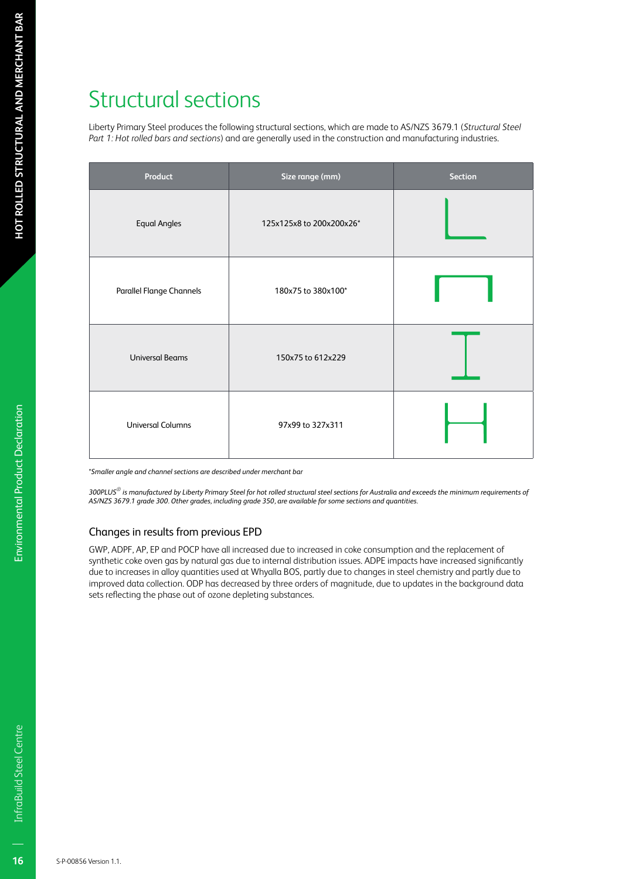# Structural sections

Liberty Primary Steel produces the following structural sections, which are made to AS/NZS 3679.1 (*Structural Steel Part 1: Hot rolled bars and sections*) and are generally used in the construction and manufacturing industries.

| Product | Size range (mm) | Section |
|---|---|---|
| Equal Angles | 125x125x8 to 200x200x26* | |
| Parallel Flange Channels | 180x75 to 380x100* | |
| Universal Beams | 150x75 to 612x229 | |
| Universal Columns | 97x99 to 327x311 | |

*\*Smaller angle and channel sections are described under merchant bar*

*300PLUS® is manufactured by Liberty Primary Steel for hot rolled structural steel sections for Australia and exceeds the minimum requirements of AS/NZS 3679.1 grade 300. Other grades, including grade 350, are available for some sections and quantities.*

## Changes in results from previous EPD

GWP, ADPF, AP, EP and POCP have all increased due to increased in coke consumption and the replacement of synthetic coke oven gas by natural gas due to internal distribution issues. ADPE impacts have increased significantly due to increases in alloy quantities used at Whyalla BOS, partly due to changes in steel chemistry and partly due to improved data collection. ODP has decreased by three orders of magnitude, due to updates in the background data sets reflecting the phase out of ozone depleting substances.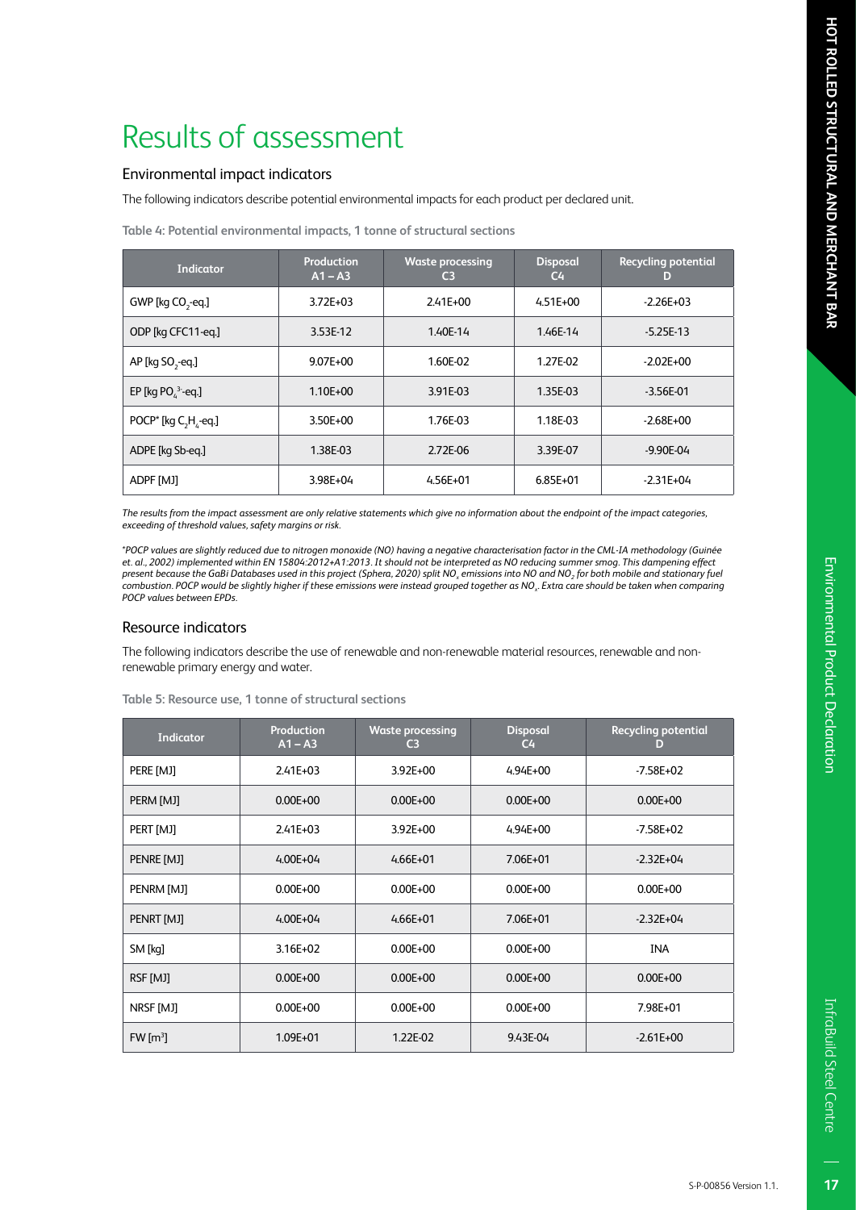# Results of assessment

## Environmental impact indicators

The following indicators describe potential environmental impacts for each product per declared unit.

**Table 4: Potential environmental impacts, 1 tonne of structural sections**

| Indicator | Production A1 – A3 | Waste processing C3 | Disposal C4 | Recycling potential D |
|---|---|---|---|---|
| GWP [kg $CO_2$-eq.] | 3.72E+03 | 2.41E+00 | 4.51E+00 | -2.26E+03 |
| ODP [kg CFC11-eq.] | 3.53E-12 | 1.40E-14 | 1.46E-14 | -5.25E-13 |
| AP [kg $SO_2$-eq.] | 9.07E+00 | 1.60E-02 | 1.27E-02 | -2.02E+00 |
| EP [kg $PO_4^{3-}$-eq.] | 1.10E+00 | 3.91E-03 | 1.35E-03 | -3.56E-01 |
| POCP* [kg $C_2H_4$-eq.] | 3.50E+00 | 1.76E-03 | 1.18E-03 | -2.68E+00 |
| ADPE [kg Sb-eq.] | 1.38E-03 | 2.72E-06 | 3.39E-07 | -9.90E-04 |
| ADPF [MJ] | 3.98E+04 | 4.56E+01 | 6.85E+01 | -2.31E+04 |

*The results from the impact assessment are only relative statements which give no information about the endpoint of the impact categories, exceeding of threshold values, safety margins or risk.*

*\*POCP values are slightly reduced due to nitrogen monoxide (NO) having a negative characterisation factor in the CML-IA methodology (Guinée et. al., 2002) implemented within EN 15804:2012+A1:2013. It should not be interpreted as NO reducing summer smog. This dampening effect present because the GaBi Databases used in this project (Sphera, 2020) split $NO_x$ emissions into NO and $NO_2$ for both mobile and stationary fuel combustion. POCP would be slightly higher if these emissions were instead grouped together as $NO_x$. Extra care should be taken when comparing POCP values between EPDs.*

## Resource indicators

The following indicators describe the use of renewable and non-renewable material resources, renewable and non-renewable primary energy and water.

**Table 5: Resource use, 1 tonne of structural sections**

| Indicator | Production A1 – A3 | Waste processing C3 | Disposal C4 | Recycling potential D |
|---|---|---|---|---|
| PERE [MJ] | 2.41E+03 | 3.92E+00 | 4.94E+00 | -7.58E+02 |
| PERM [MJ] | 0.00E+00 | 0.00E+00 | 0.00E+00 | 0.00E+00 |
| PERT [MJ] | 2.41E+03 | 3.92E+00 | 4.94E+00 | -7.58E+02 |
| PENRE [MJ] | 4.00E+04 | 4.66E+01 | 7.06E+01 | -2.32E+04 |
| PENRM [MJ] | 0.00E+00 | 0.00E+00 | 0.00E+00 | 0.00E+00 |
| PENRT [MJ] | 4.00E+04 | 4.66E+01 | 7.06E+01 | -2.32E+04 |
| SM [kg] | 3.16E+02 | 0.00E+00 | 0.00E+00 | INA |
| RSF [MJ] | 0.00E+00 | 0.00E+00 | 0.00E+00 | 0.00E+00 |
| NRSF [MJ] | 0.00E+00 | 0.00E+00 | 0.00E+00 | 7.98E+01 |
| FW [$m^3$] | 1.09E+01 | 1.22E-02 | 9.43E-04 | -2.61E+00 |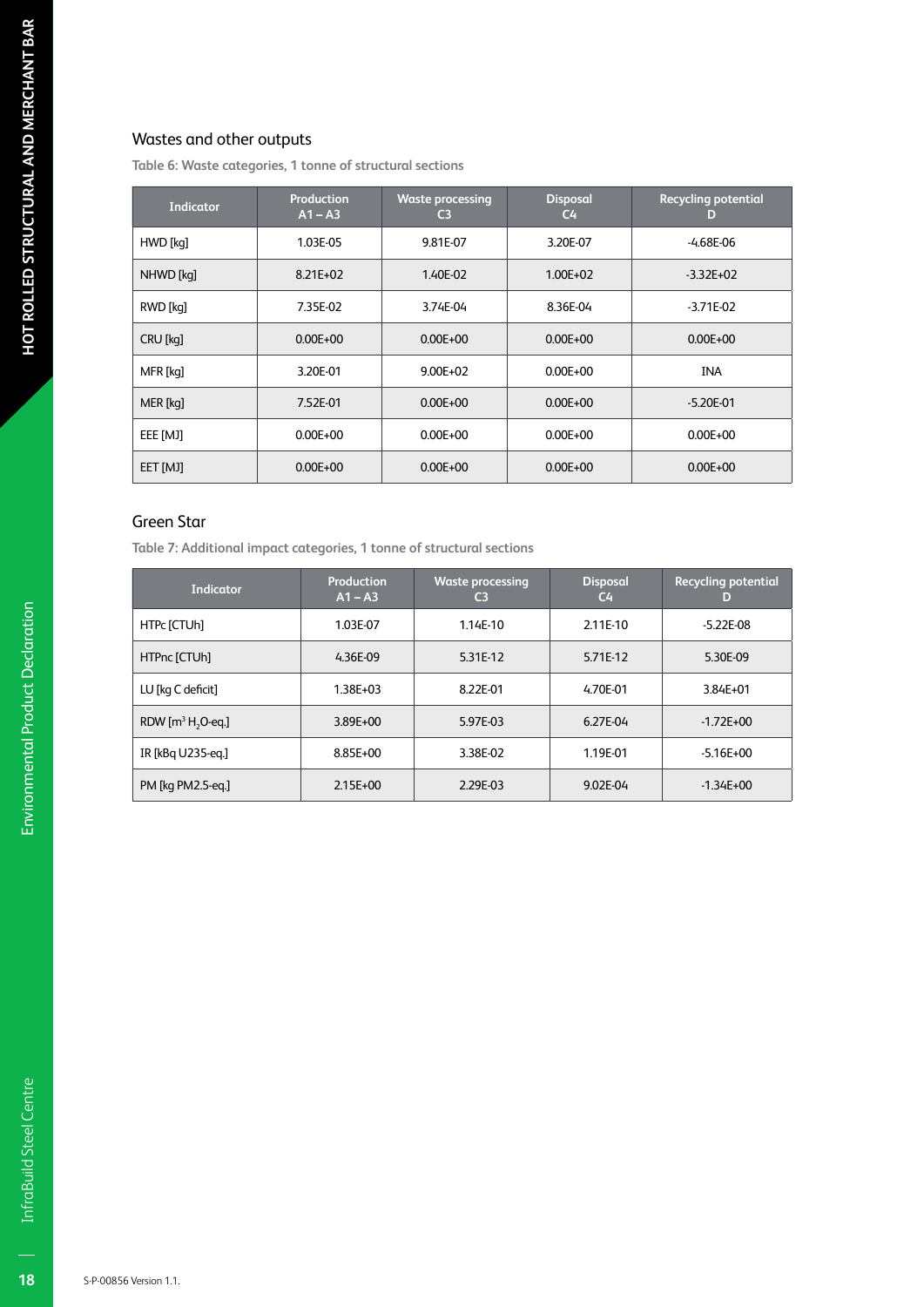## Wastes and other outputs

Table 6: Waste categories, 1 tonne of structural sections

| Indicator | Production A1 – A3 | Waste processing C3 | Disposal C4 | Recycling potential D |
|---|---|---|---|---|
| HWD [kg] | 1.03E-05 | 9.81E-07 | 3.20E-07 | -4.68E-06 |
| NHWD [kg] | 8.21E+02 | 1.40E-02 | 1.00E+02 | -3.32E+02 |
| RWD [kg] | 7.35E-02 | 3.74E-04 | 8.36E-04 | -3.71E-02 |
| CRU [kg] | 0.00E+00 | 0.00E+00 | 0.00E+00 | 0.00E+00 |
| MFR [kg] | 3.20E-01 | 9.00E+02 | 0.00E+00 | INA |
| MER [kg] | 7.52E-01 | 0.00E+00 | 0.00E+00 | -5.20E-01 |
| EEE [MJ] | 0.00E+00 | 0.00E+00 | 0.00E+00 | 0.00E+00 |
| EET [MJ] | 0.00E+00 | 0.00E+00 | 0.00E+00 | 0.00E+00 |

## Green Star

Table 7: Additional impact categories, 1 tonne of structural sections

| Indicator | Production A1 – A3 | Waste processing C3 | Disposal C4 | Recycling potential D |
|---|---|---|---|---|
| HTPc [CTUh] | 1.03E-07 | 1.14E-10 | 2.11E-10 | -5.22E-08 |
| HTPnc [CTUh] | 4.36E-09 | 5.31E-12 | 5.71E-12 | 5.30E-09 |
| LU [kg C deficit] | 1.38E+03 | 8.22E-01 | 4.70E-01 | 3.84E+01 |
| RDW [$m^3$ $H_2O$-eq.] | 3.89E+00 | 5.97E-03 | 6.27E-04 | -1.72E+00 |
| IR [kBq U235-eq.] | 8.85E+00 | 3.38E-02 | 1.19E-01 | -5.16E+00 |
| PM [kg PM2.5-eq.] | 2.15E+00 | 2.29E-03 | 9.02E-04 | -1.34E+00 |

S-P-00856 Version 1.1.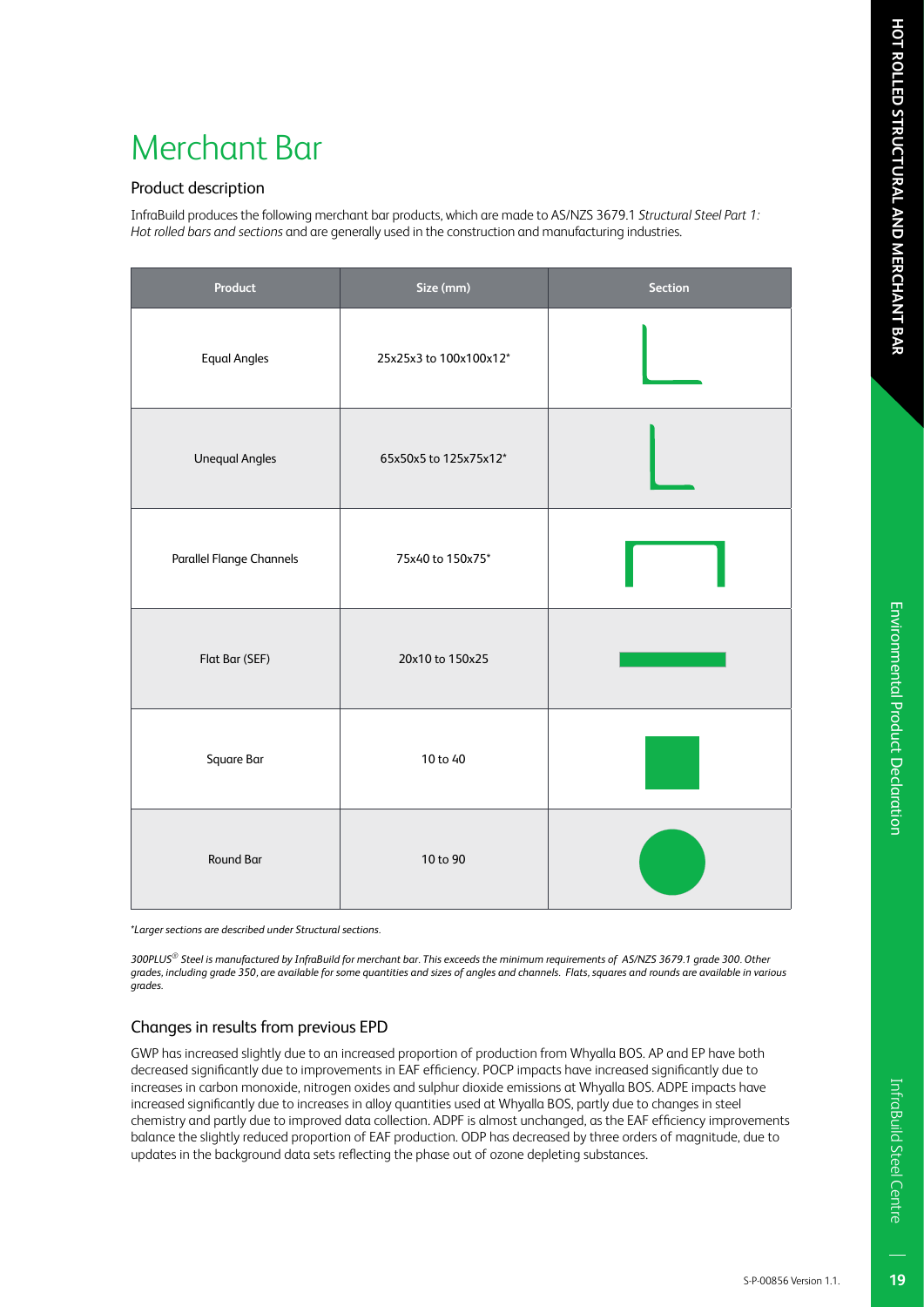# Merchant Bar

## Product description

InfraBuild produces the following merchant bar products, which are made to AS/NZS 3679.1 *Structural Steel Part 1: Hot rolled bars and sections* and are generally used in the construction and manufacturing industries.

| Product | Size (mm) | Section |
|---|---|---|
| Equal Angles | 25x25x3 to 100x100x12* | |
| Unequal Angles | 65x50x5 to 125x75x12* | |
| Parallel Flange Channels | 75x40 to 150x75* | |
| Flat Bar (SEF) | 20x10 to 150x25 | |
| Square Bar | 10 to 40 | |
| Round Bar | 10 to 90 | |

*\*Larger sections are described under Structural sections.*

*300PLUS® Steel is manufactured by InfraBuild for merchant bar. This exceeds the minimum requirements of AS/NZS 3679.1 grade 300. Other grades, including grade 350, are available for some quantities and sizes of angles and channels. Flats, squares and rounds are available in various grades.*

## Changes in results from previous EPD

GWP has increased slightly due to an increased proportion of production from Whyalla BOS. AP and EP have both decreased significantly due to improvements in EAF efficiency. POCP impacts have increased significantly due to increases in carbon monoxide, nitrogen oxides and sulphur dioxide emissions at Whyalla BOS. ADPE impacts have increased significantly due to increases in alloy quantities used at Whyalla BOS, partly due to changes in steel chemistry and partly due to improved data collection. ADPF is almost unchanged, as the EAF efficiency improvements balance the slightly reduced proportion of EAF production. ODP has decreased by three orders of magnitude, due to updates in the background data sets reflecting the phase out of ozone depleting substances.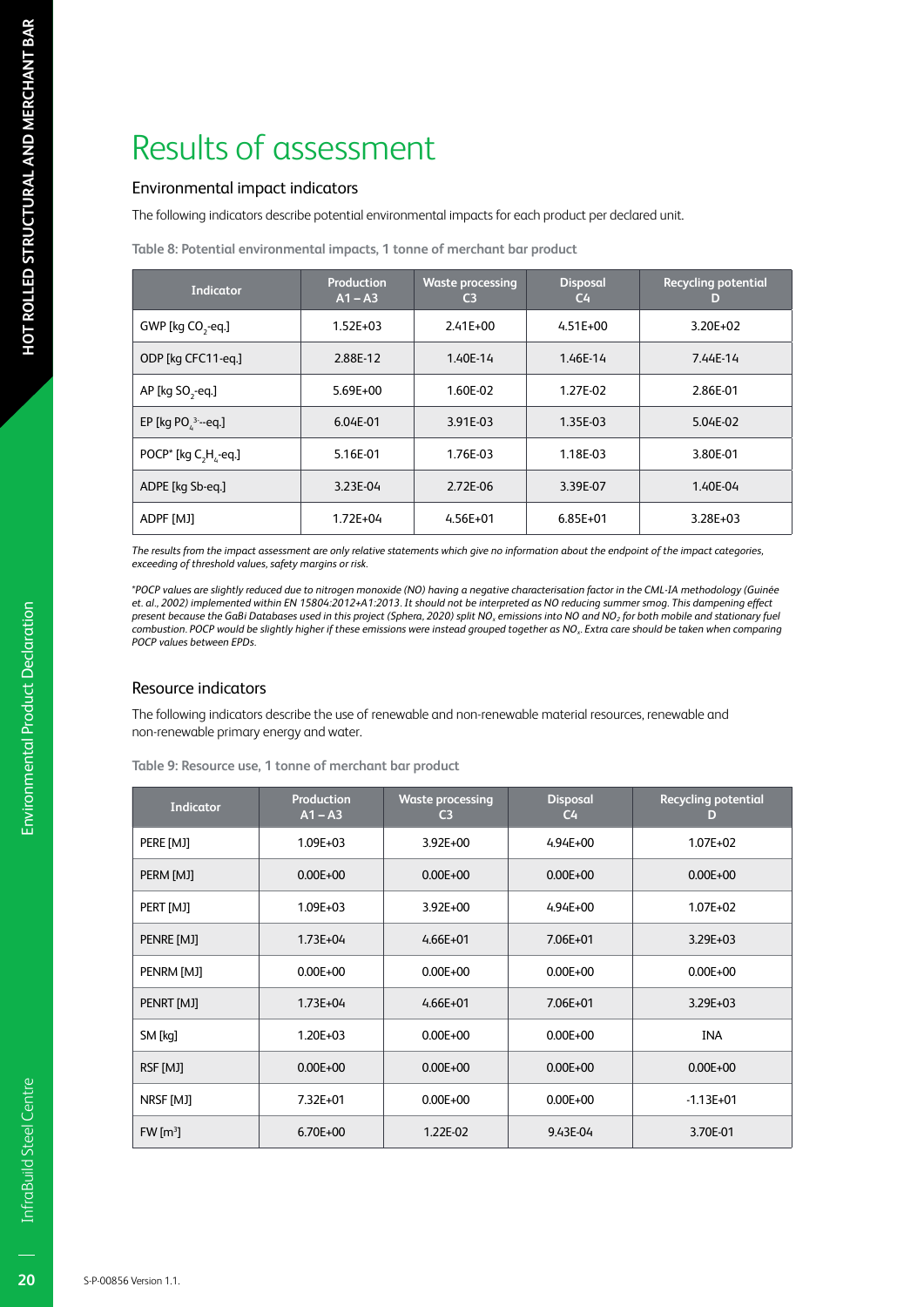# Results of assessment

## Environmental impact indicators

The following indicators describe potential environmental impacts for each product per declared unit.

**Table 8: Potential environmental impacts, 1 tonne of merchant bar product**

| Indicator | Production A1 – A3 | Waste processing C3 | Disposal C4 | Recycling potential D |
|---|---|---|---|---|
| GWP [kg $CO_2$-eq.] | 1.52E+03 | 2.41E+00 | 4.51E+00 | 3.20E+02 |
| ODP [kg CFC11-eq.] | 2.88E-12 | 1.40E-14 | 1.46E-14 | 7.44E-14 |
| AP [kg $SO_2$-eq.] | 5.69E+00 | 1.60E-02 | 1.27E-02 | 2.86E-01 |
| EP [kg $PO_4^{3-}$-eq.] | 6.04E-01 | 3.91E-03 | 1.35E-03 | 5.04E-02 |
| POCP* [kg $C_2H_4$-eq.] | 5.16E-01 | 1.76E-03 | 1.18E-03 | 3.80E-01 |
| ADPE [kg Sb-eq.] | 3.23E-04 | 2.72E-06 | 3.39E-07 | 1.40E-04 |
| ADPF [MJ] | 1.72E+04 | 4.56E+01 | 6.85E+01 | 3.28E+03 |

*The results from the impact assessment are only relative statements which give no information about the endpoint of the impact categories, exceeding of threshold values, safety margins or risk.*

*\*POCP values are slightly reduced due to nitrogen monoxide (NO) having a negative characterisation factor in the CML-IA methodology (Guinée et. al., 2002) implemented within EN 15804:2012+A1:2013. It should not be interpreted as NO reducing summer smog. This dampening effect present because the GaBi Databases used in this project (Sphera, 2020) split $NO_x$ emissions into NO and $NO_2$ for both mobile and stationary fuel combustion. POCP would be slightly higher if these emissions were instead grouped together as $NO_x$. Extra care should be taken when comparing POCP values between EPDs.*

## Resource indicators

The following indicators describe the use of renewable and non-renewable material resources, renewable and non-renewable primary energy and water.

**Table 9: Resource use, 1 tonne of merchant bar product**

| Indicator | Production A1 – A3 | Waste processing C3 | Disposal C4 | Recycling potential D |
|---|---|---|---|---|
| PERE [MJ] | 1.09E+03 | 3.92E+00 | 4.94E+00 | 1.07E+02 |
| PERM [MJ] | 0.00E+00 | 0.00E+00 | 0.00E+00 | 0.00E+00 |
| PERT [MJ] | 1.09E+03 | 3.92E+00 | 4.94E+00 | 1.07E+02 |
| PENRE [MJ] | 1.73E+04 | 4.66E+01 | 7.06E+01 | 3.29E+03 |
| PENRM [MJ] | 0.00E+00 | 0.00E+00 | 0.00E+00 | 0.00E+00 |
| PENRT [MJ] | 1.73E+04 | 4.66E+01 | 7.06E+01 | 3.29E+03 |
| SM [kg] | 1.20E+03 | 0.00E+00 | 0.00E+00 | INA |
| RSF [MJ] | 0.00E+00 | 0.00E+00 | 0.00E+00 | 0.00E+00 |
| NRSF [MJ] | 7.32E+01 | 0.00E+00 | 0.00E+00 | -1.13E+01 |
| FW [$m^3$] | 6.70E+00 | 1.22E-02 | 9.43E-04 | 3.70E-01 |

S-P-00856 Version 1.1.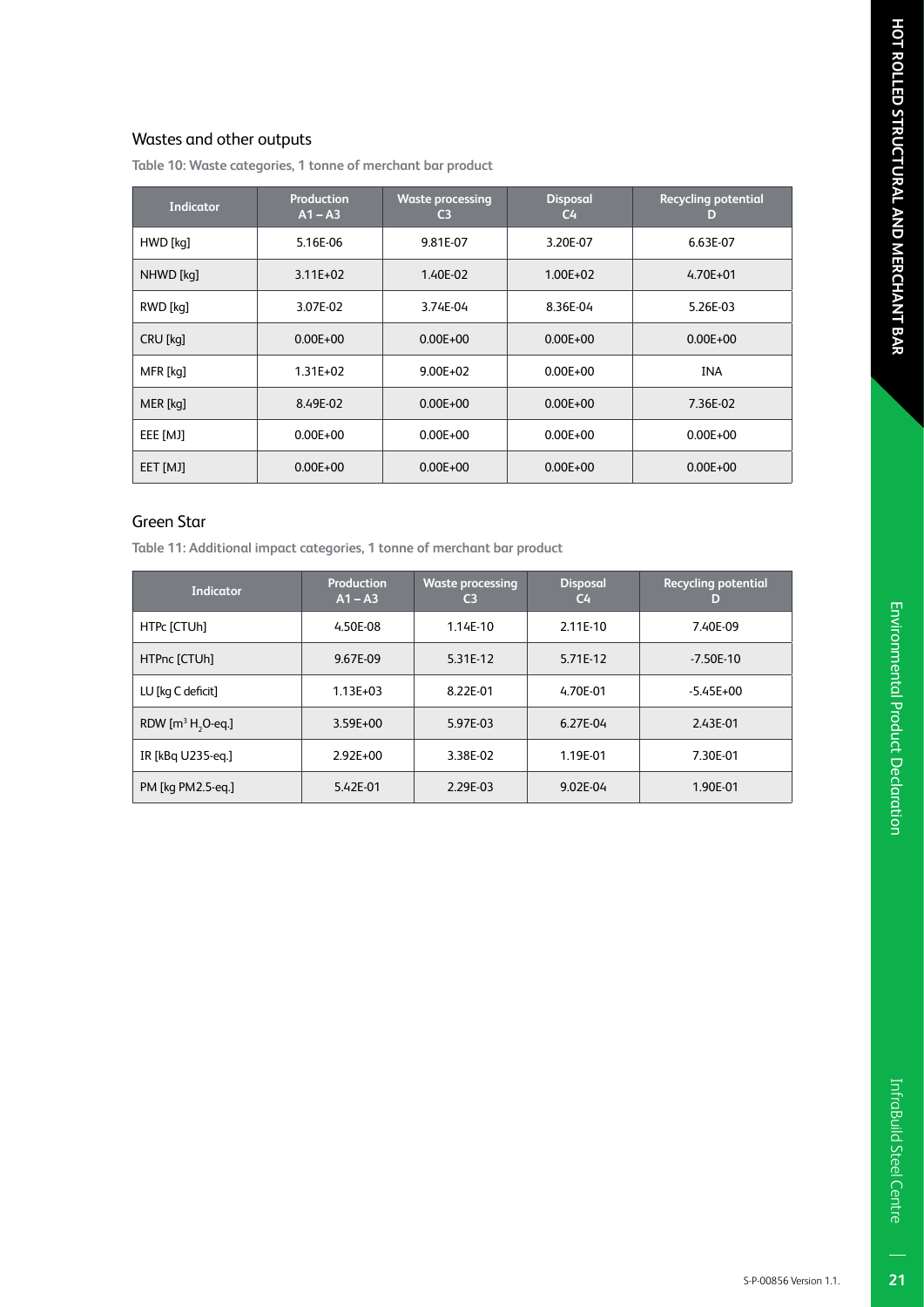## Wastes and other outputs

**Table 10: Waste categories, 1 tonne of merchant bar product**

| Indicator | Production A1 – A3 | Waste processing C3 | Disposal C4 | Recycling potential D |
|---|---|---|---|---|
| HWD [kg] | 5.16E-06 | 9.81E-07 | 3.20E-07 | 6.63E-07 |
| NHWD [kg] | 3.11E+02 | 1.40E-02 | 1.00E+02 | 4.70E+01 |
| RWD [kg] | 3.07E-02 | 3.74E-04 | 8.36E-04 | 5.26E-03 |
| CRU [kg] | 0.00E+00 | 0.00E+00 | 0.00E+00 | 0.00E+00 |
| MFR [kg] | 1.31E+02 | 9.00E+02 | 0.00E+00 | INA |
| MER [kg] | 8.49E-02 | 0.00E+00 | 0.00E+00 | 7.36E-02 |
| EEE [MJ] | 0.00E+00 | 0.00E+00 | 0.00E+00 | 0.00E+00 |
| EET [MJ] | 0.00E+00 | 0.00E+00 | 0.00E+00 | 0.00E+00 |

## Green Star

**Table 11: Additional impact categories, 1 tonne of merchant bar product**

| Indicator | Production A1 – A3 | Waste processing C3 | Disposal C4 | Recycling potential D |
|---|---|---|---|---|
| HTPc [CTUh] | 4.50E-08 | 1.14E-10 | 2.11E-10 | 7.40E-09 |
| HTPnc [CTUh] | 9.67E-09 | 5.31E-12 | 5.71E-12 | -7.50E-10 |
| LU [kg C deficit] | 1.13E+03 | 8.22E-01 | 4.70E-01 | -5.45E+00 |
| RDW [$m^3$ $H_2O$-eq.] | 3.59E+00 | 5.97E-03 | 6.27E-04 | 2.43E-01 |
| IR [kBq U235-eq.] | 2.92E+00 | 3.38E-02 | 1.19E-01 | 7.30E-01 |
| PM [kg PM2.5-eq.] | 5.42E-01 | 2.29E-03 | 9.02E-04 | 1.90E-01 |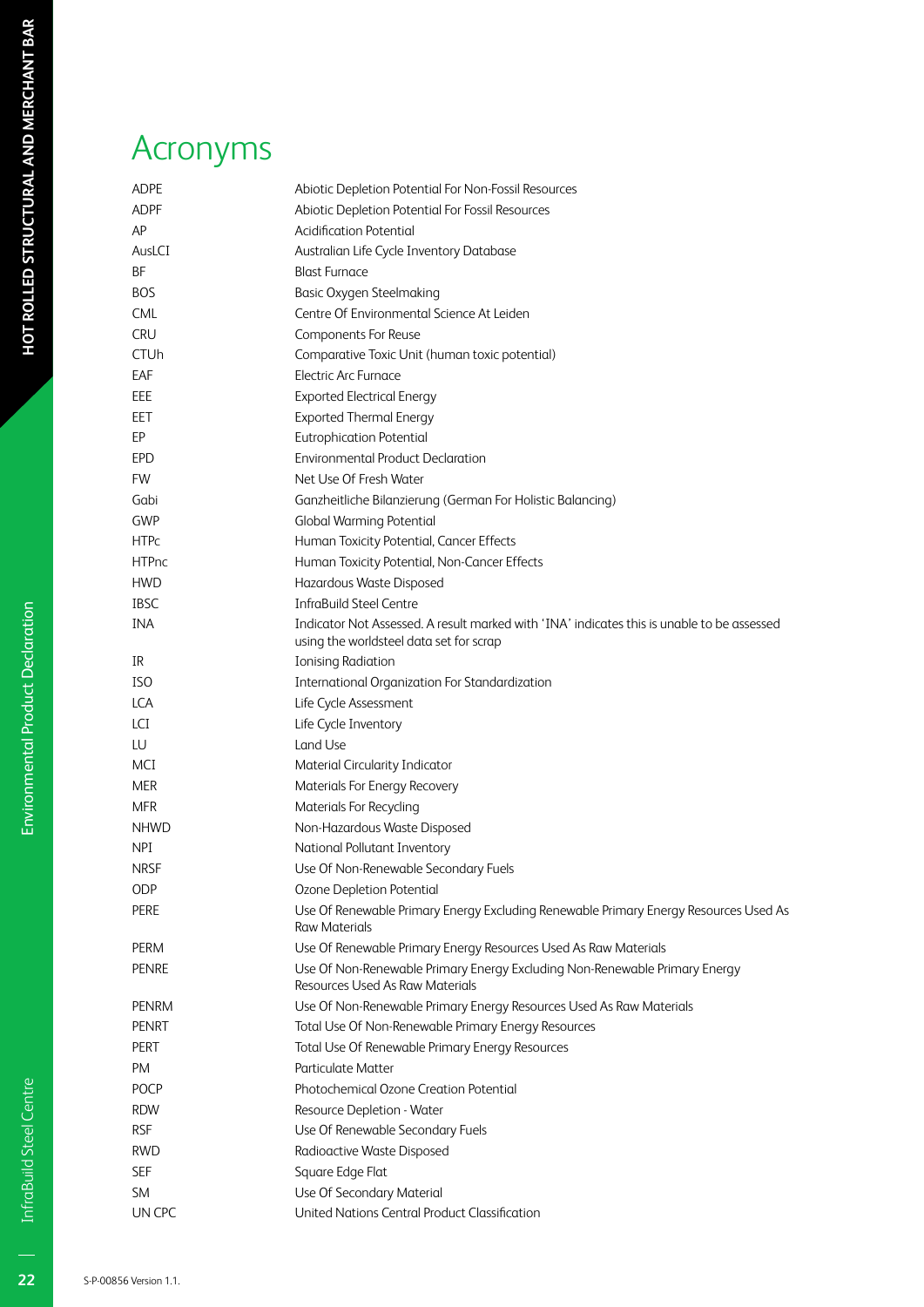# Acronyms

| | |
|---|---|
| ADPE | Abiotic Depletion Potential For Non-Fossil Resources |
| ADPF | Abiotic Depletion Potential For Fossil Resources |
| AP | Acidification Potential |
| AusLCI | Australian Life Cycle Inventory Database |
| BF | Blast Furnace |
| BOS | Basic Oxygen Steelmaking |
| CML | Centre Of Environmental Science At Leiden |
| CRU | Components For Reuse |
| CTUh | Comparative Toxic Unit (human toxic potential) |
| EAF | Electric Arc Furnace |
| EEE | Exported Electrical Energy |
| EET | Exported Thermal Energy |
| EP | Eutrophication Potential |
| EPD | Environmental Product Declaration |
| FW | Net Use Of Fresh Water |
| Gabi | Ganzheitliche Bilanzierung (German For Holistic Balancing) |
| GWP | Global Warming Potential |
| HTPc | Human Toxicity Potential, Cancer Effects |
| HTPnc | Human Toxicity Potential, Non-Cancer Effects |
| HWD | Hazardous Waste Disposed |
| IBSC | InfraBuild Steel Centre |
| INA | Indicator Not Assessed. A result marked with 'INA' indicates this is unable to be assessed using the worldsteel data set for scrap |
| IR | Ionising Radiation |
| ISO | International Organization For Standardization |
| LCA | Life Cycle Assessment |
| LCI | Life Cycle Inventory |
| LU | Land Use |
| MCI | Material Circularity Indicator |
| MER | Materials For Energy Recovery |
| MFR | Materials For Recycling |
| NHWD | Non-Hazardous Waste Disposed |
| NPI | National Pollutant Inventory |
| NRSF | Use Of Non-Renewable Secondary Fuels |
| ODP | Ozone Depletion Potential |
| PERE | Use Of Renewable Primary Energy Excluding Renewable Primary Energy Resources Used As Raw Materials |
| PERM | Use Of Renewable Primary Energy Resources Used As Raw Materials |
| PENRE | Use Of Non-Renewable Primary Energy Excluding Non-Renewable Primary Energy Resources Used As Raw Materials |
| PENRM | Use Of Non-Renewable Primary Energy Resources Used As Raw Materials |
| PENRT | Total Use Of Non-Renewable Primary Energy Resources |
| PERT | Total Use Of Renewable Primary Energy Resources |
| PM | Particulate Matter |
| POCP | Photochemical Ozone Creation Potential |
| RDW | Resource Depletion - Water |
| RSF | Use Of Renewable Secondary Fuels |
| RWD | Radioactive Waste Disposed |
| SEF | Square Edge Flat |
| SM | Use Of Secondary Material |
| UN CPC | United Nations Central Product Classification |

S-P-00856 Version 1.1.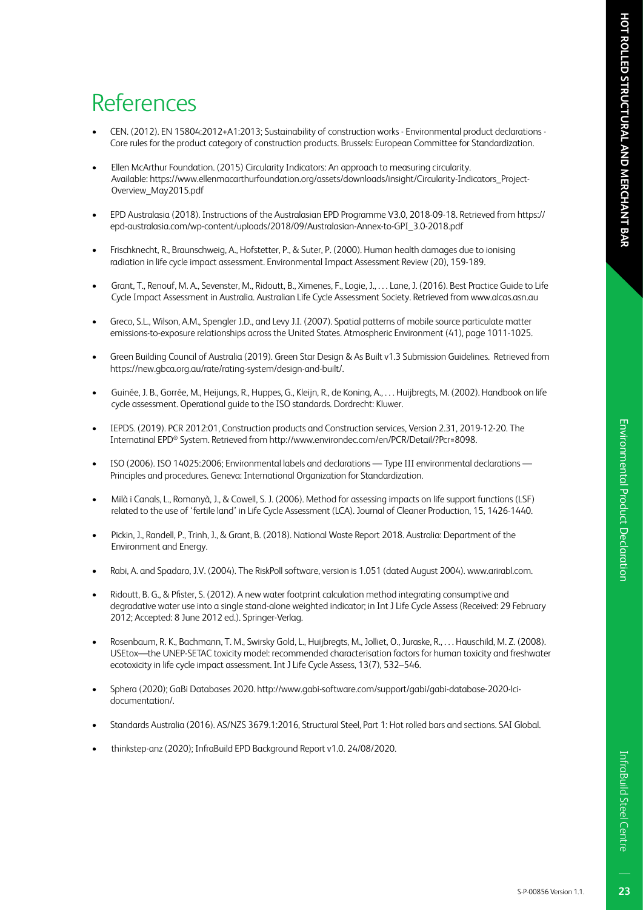# References

- CEN. (2012). EN 15804:2012+A1:2013; Sustainability of construction works - Environmental product declarations - Core rules for the product category of construction products. Brussels: European Committee for Standardization.
- Ellen McArthur Foundation. (2015) Circularity Indicators: An approach to measuring circularity. Available: https://www.ellenmacarthurfoundation.org/assets/downloads/insight/Circularity-Indicators_Project-Overview_May2015.pdf
- EPD Australasia (2018). Instructions of the Australasian EPD Programme V3.0, 2018-09-18. Retrieved from https://epd-australasia.com/wp-content/uploads/2018/09/Australasian-Annex-to-GPI_3.0-2018.pdf
- Frischknecht, R., Braunschweig, A., Hofstetter, P., & Suter, P. (2000). Human health damages due to ionising radiation in life cycle impact assessment. Environmental Impact Assessment Review (20), 159-189.
- Grant, T., Renouf, M. A., Sevenster, M., Ridoutt, B., Ximenes, F., Logie, J., . . . Lane, J. (2016). Best Practice Guide to Life Cycle Impact Assessment in Australia. Australian Life Cycle Assessment Society. Retrieved from www.alcas.asn.au
- Greco, S.L., Wilson, A.M., Spengler J.D., and Levy J.I. (2007). Spatial patterns of mobile source particulate matter emissions-to-exposure relationships across the United States. Atmospheric Environment (41), page 1011-1025.
- Green Building Council of Australia (2019). Green Star Design & As Built v1.3 Submission Guidelines. Retrieved from https://new.gbca.org.au/rate/rating-system/design-and-built/.
- Guinée, J. B., Gorrée, M., Heijungs, R., Huppes, G., Kleijn, R., de Koning, A., . . . Huijbregts, M. (2002). Handbook on life cycle assessment. Operational guide to the ISO standards. Dordrecht: Kluwer.
- IEPDS. (2019). PCR 2012:01, Construction products and Construction services, Version 2.31, 2019-12-20. The Internatinal EPD® System. Retrieved from http://www.environdec.com/en/PCR/Detail/?Pcr=8098.
- ISO (2006). ISO 14025:2006; Environmental labels and declarations — Type III environmental declarations — Principles and procedures. Geneva: International Organization for Standardization.
- Milà i Canals, L., Romanyà, J., & Cowell, S. J. (2006). Method for assessing impacts on life support functions (LSF) related to the use of 'fertile land' in Life Cycle Assessment (LCA). Journal of Cleaner Production, 15, 1426-1440.
- Pickin, J., Randell, P., Trinh, J., & Grant, B. (2018). National Waste Report 2018. Australia: Department of the Environment and Energy.
- Rabi, A. and Spadaro, J.V. (2004). The RiskPoll software, version is 1.051 (dated August 2004). www.arirabl.com.
- Ridoutt, B. G., & Pfister, S. (2012). A new water footprint calculation method integrating consumptive and degradative water use into a single stand-alone weighted indicator; in Int J Life Cycle Assess (Received: 29 February 2012; Accepted: 8 June 2012 ed.). Springer-Verlag.
- Rosenbaum, R. K., Bachmann, T. M., Swirsky Gold, L., Huijbregts, M., Jolliet, O., Juraske, R., . . . Hauschild, M. Z. (2008). USEtox—the UNEP-SETAC toxicity model: recommended characterisation factors for human toxicity and freshwater ecotoxicity in life cycle impact assessment. Int J Life Cycle Assess, 13(7), 532–546.
- Sphera (2020); GaBi Databases 2020. http://www.gabi-software.com/support/gabi/gabi-database-2020-lci-documentation/.
- Standards Australia (2016). AS/NZS 3679.1:2016, Structural Steel, Part 1: Hot rolled bars and sections. SAI Global.
- thinkstep-anz (2020); InfraBuild EPD Background Report v1.0. 24/08/2020.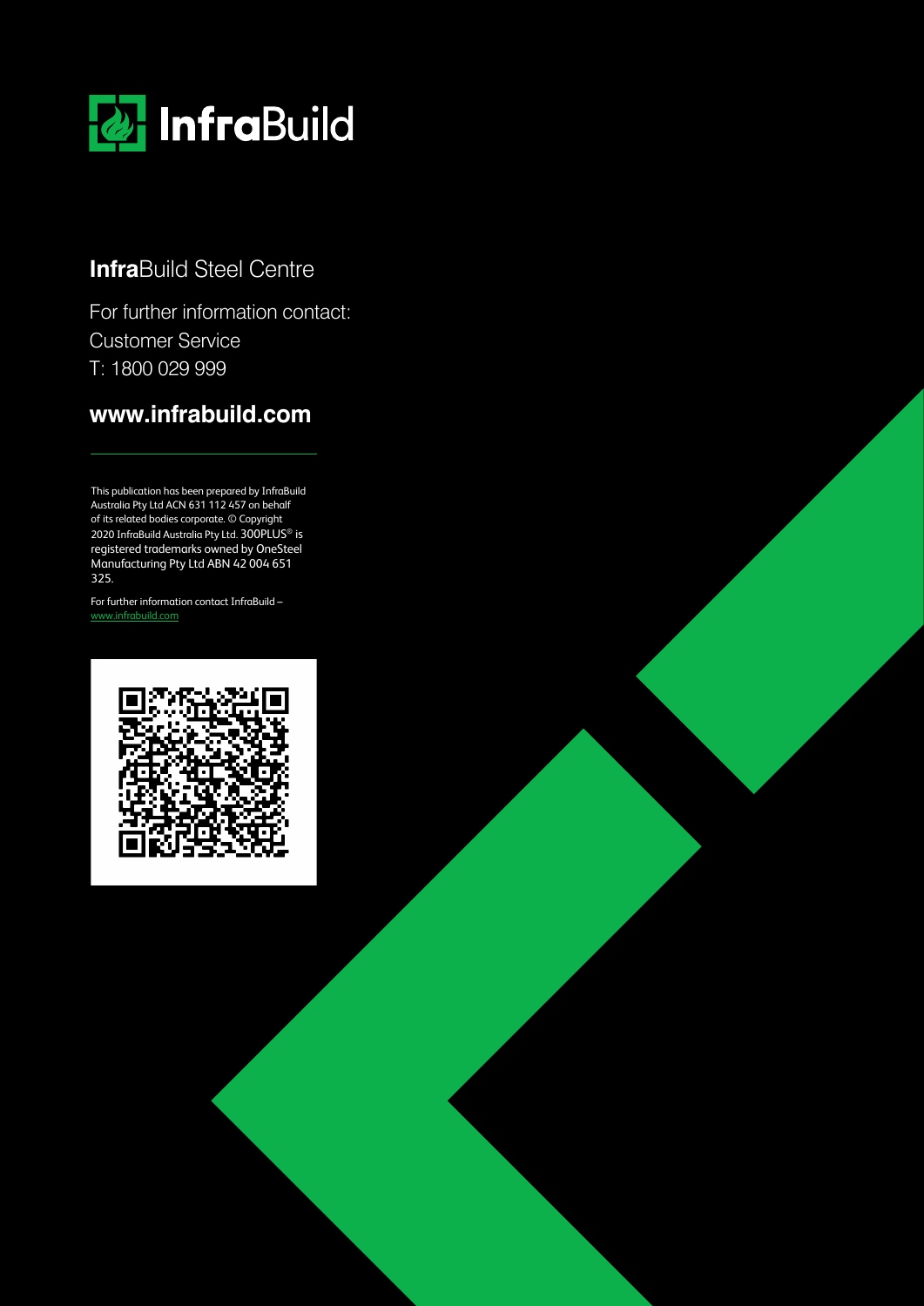**Infra**Build

**Infra**Build Steel Centre

For further information contact:
Customer Service
T: 1800 029 999

**www.infrabuild.com**

---

This publication has been prepared by InfraBuild Australia Pty Ltd ACN 631 112 457 on behalf of its related bodies corporate. © Copyright 2020 InfraBuild Australia Pty Ltd. 300PLUS® is registered trademarks owned by OneSteel Manufacturing Pty Ltd ABN 42 004 651 325.

For further information contact InfraBuild – www.infrabuild.com